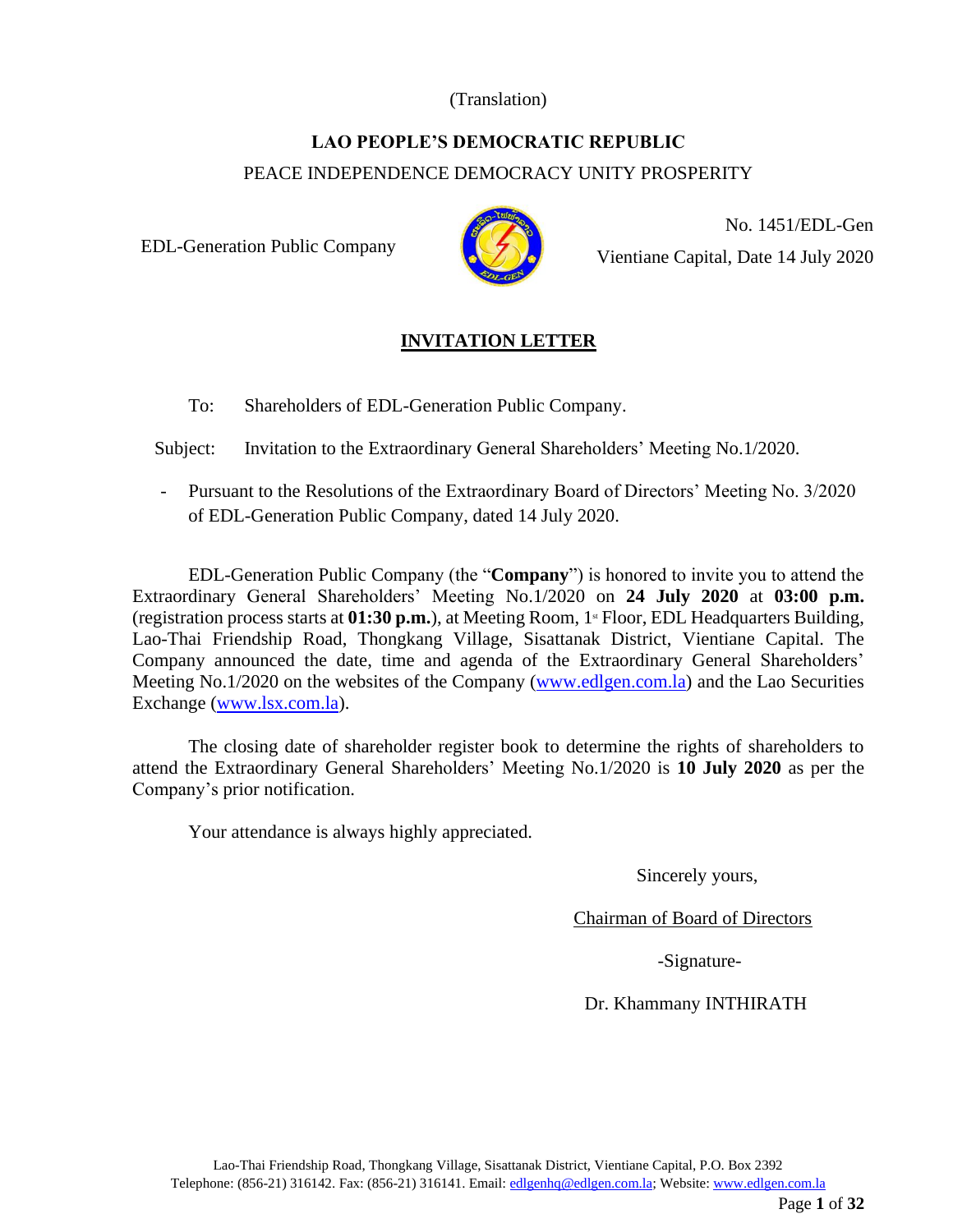(Translation)

**LAO PEOPLE'S DEMOCRATIC REPUBLIC**

PEACE INDEPENDENCE DEMOCRACY UNITY PROSPERITY

EDL-Generation Public Company

No. 1451/EDL-Gen

Vientiane Capital, Date 14 July 2020

## INVITATION LETTER

To: Shareholders of EDL-Generation Public Company.

Subject: Invitation to the Extraordinary General Shareholders' Meeting No.1/2020.

- Pursuant to the Resolutions of the Extraordinary Board of Directors' Meeting No. 3/2020 of EDL-Generation Public Company, dated 14 July 2020.

EDL-Generation Public Company (the "**Company**") is honored to invite you to attend the Extraordinary General Shareholders' Meeting No.1/2020 on **24 July 2020** at **03:00 p.m.** (registration process starts at **01:30 p.m.**), at Meeting Room, 1st Floor, EDL Headquarters Building, Lao-Thai Friendship Road, Thongkang Village, Sisattanak District, Vientiane Capital. The Company announced the date, time and agenda of the Extraordinary General Shareholders' Meeting No.1/2020 on the websites of the Company (www.edlgen.com.la) and the Lao Securities Exchange (www.lsx.com.la).

The closing date of shareholder register book to determine the rights of shareholders to attend the Extraordinary General Shareholders' Meeting No.1/2020 is **10 July 2020** as per the Company's prior notification.

Your attendance is always highly appreciated.

Sincerely yours,

Chairman of Board of Directors

-Signature-

Dr. Khammany INTHIRATH

Lao-Thai Friendship Road, Thongkang Village, Sisattanak District, Vientiane Capital, P.O. Box 2392
Telephone: (856-21) 316142. Fax: (856-21) 316141. Email: edlgenhq@edlgen.com.la; Website: www.edlgen.com.la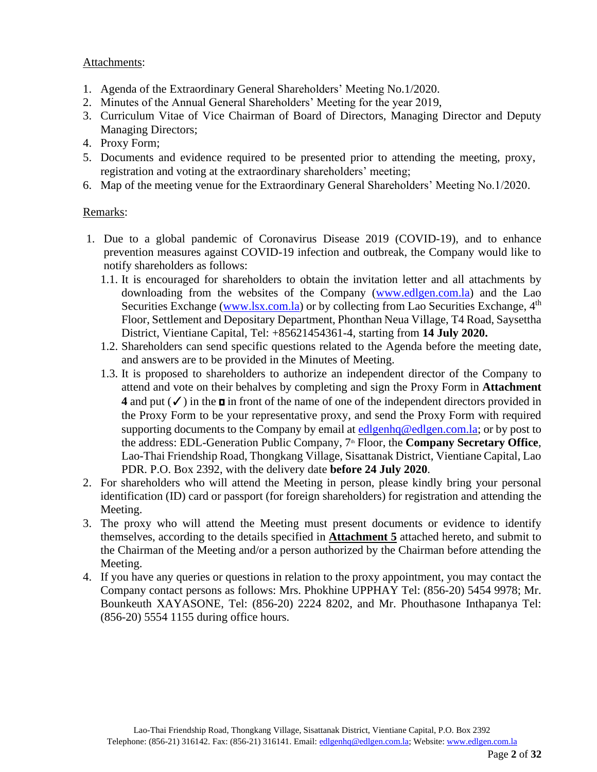Attachments:

1. Agenda of the Extraordinary General Shareholders' Meeting No.1/2020.
2. Minutes of the Annual General Shareholders' Meeting for the year 2019,
3. Curriculum Vitae of Vice Chairman of Board of Directors, Managing Director and Deputy Managing Directors;
4. Proxy Form;
5. Documents and evidence required to be presented prior to attending the meeting, proxy, registration and voting at the extraordinary shareholders' meeting;
6. Map of the meeting venue for the Extraordinary General Shareholders' Meeting No.1/2020.

Remarks:

1. Due to a global pandemic of Coronavirus Disease 2019 (COVID-19), and to enhance prevention measures against COVID-19 infection and outbreak, the Company would like to notify shareholders as follows:
   1.1. It is encouraged for shareholders to obtain the invitation letter and all attachments by downloading from the websites of the Company (www.edlgen.com.la) and the Lao Securities Exchange (www.lsx.com.la) or by collecting from Lao Securities Exchange, 4th Floor, Settlement and Depositary Department, Phonthan Neua Village, T4 Road, Saysettha District, Vientiane Capital, Tel: +85621454361-4, starting from **14 July 2020.**
   1.2. Shareholders can send specific questions related to the Agenda before the meeting date, and answers are to be provided in the Minutes of Meeting.
   1.3. It is proposed to shareholders to authorize an independent director of the Company to attend and vote on their behalves by completing and sign the Proxy Form in **Attachment 4** and put (✓) in the ◘ in front of the name of one of the independent directors provided in the Proxy Form to be your representative proxy, and send the Proxy Form with required supporting documents to the Company by email at edlgenhq@edlgen.com.la; or by post to the address: EDL-Generation Public Company, 7th Floor, the **Company Secretary Office**, Lao-Thai Friendship Road, Thongkang Village, Sisattanak District, Vientiane Capital, Lao PDR. P.O. Box 2392, with the delivery date **before 24 July 2020**.
2. For shareholders who will attend the Meeting in person, please kindly bring your personal identification (ID) card or passport (for foreign shareholders) for registration and attending the Meeting.
3. The proxy who will attend the Meeting must present documents or evidence to identify themselves, according to the details specified in **Attachment 5** attached hereto, and submit to the Chairman of the Meeting and/or a person authorized by the Chairman before attending the Meeting.
4. If you have any queries or questions in relation to the proxy appointment, you may contact the Company contact persons as follows: Mrs. Phokhine UPPHAY Tel: (856-20) 5454 9978; Mr. Bounkeuth XAYASONE, Tel: (856-20) 2224 8202, and Mr. Phouthasone Inthapanya Tel: (856-20) 5554 1155 during office hours.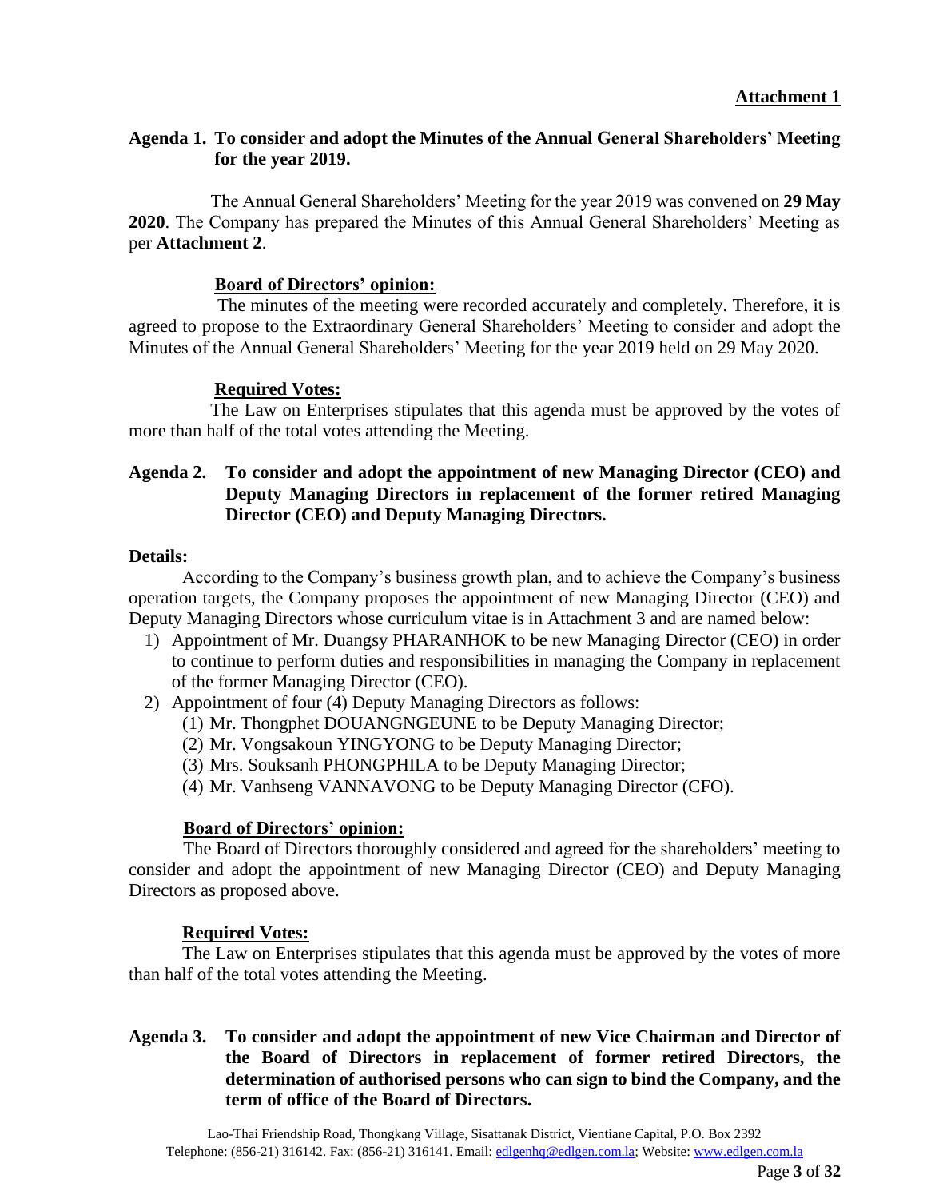**Attachment 1**

**Agenda 1. To consider and adopt the Minutes of the Annual General Shareholders' Meeting for the year 2019.**

The Annual General Shareholders' Meeting for the year 2019 was convened on **29 May 2020**. The Company has prepared the Minutes of this Annual General Shareholders' Meeting as per **Attachment 2**.

**Board of Directors' opinion:**

The minutes of the meeting were recorded accurately and completely. Therefore, it is agreed to propose to the Extraordinary General Shareholders' Meeting to consider and adopt the Minutes of the Annual General Shareholders' Meeting for the year 2019 held on 29 May 2020.

**Required Votes:**

The Law on Enterprises stipulates that this agenda must be approved by the votes of more than half of the total votes attending the Meeting.

**Agenda 2. To consider and adopt the appointment of new Managing Director (CEO) and Deputy Managing Directors in replacement of the former retired Managing Director (CEO) and Deputy Managing Directors.**

**Details:**

According to the Company's business growth plan, and to achieve the Company's business operation targets, the Company proposes the appointment of new Managing Director (CEO) and Deputy Managing Directors whose curriculum vitae is in Attachment 3 and are named below:

1) Appointment of Mr. Duangsy PHARANHOK to be new Managing Director (CEO) in order to continue to perform duties and responsibilities in managing the Company in replacement of the former Managing Director (CEO).
2) Appointment of four (4) Deputy Managing Directors as follows:
   (1) Mr. Thongphet DOUANGNGEUNE to be Deputy Managing Director;
   (2) Mr. Vongsakoun YINGYONG to be Deputy Managing Director;
   (3) Mrs. Souksanh PHONGPHILA to be Deputy Managing Director;
   (4) Mr. Vanhseng VANNAVONG to be Deputy Managing Director (CFO).

**Board of Directors' opinion:**

The Board of Directors thoroughly considered and agreed for the shareholders' meeting to consider and adopt the appointment of new Managing Director (CEO) and Deputy Managing Directors as proposed above.

**Required Votes:**

The Law on Enterprises stipulates that this agenda must be approved by the votes of more than half of the total votes attending the Meeting.

**Agenda 3. To consider and adopt the appointment of new Vice Chairman and Director of the Board of Directors in replacement of former retired Directors, the determination of authorised persons who can sign to bind the Company, and the term of office of the Board of Directors.**

Lao-Thai Friendship Road, Thongkang Village, Sisattanak District, Vientiane Capital, P.O. Box 2392
Telephone: (856-21) 316142. Fax: (856-21) 316141. Email: edlgenhq@edlgen.com.la; Website: www.edlgen.com.la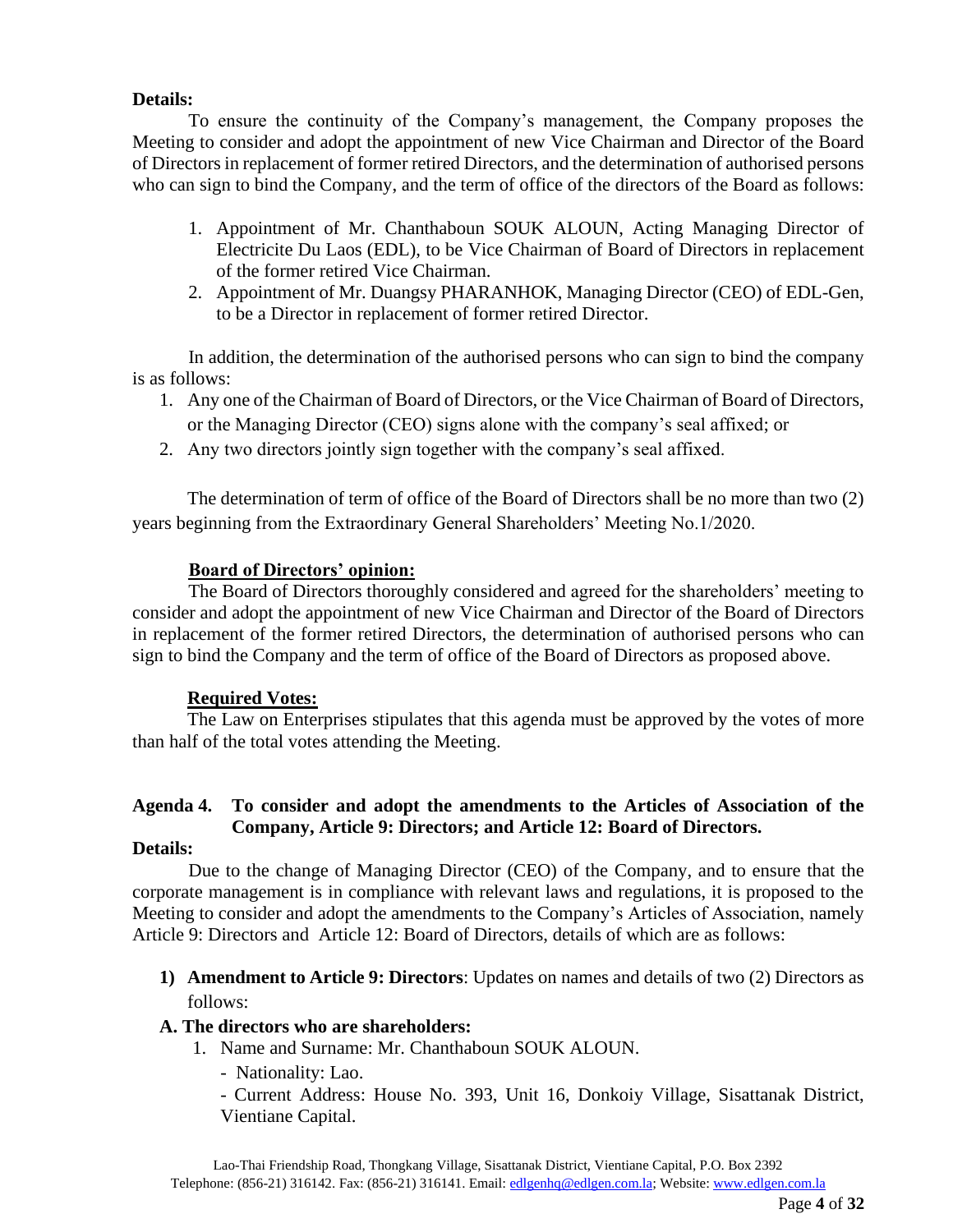**Details:**

To ensure the continuity of the Company's management, the Company proposes the Meeting to consider and adopt the appointment of new Vice Chairman and Director of the Board of Directors in replacement of former retired Directors, and the determination of authorised persons who can sign to bind the Company, and the term of office of the directors of the Board as follows:

1. Appointment of Mr. Chanthaboun SOUK ALOUN, Acting Managing Director of Electricite Du Laos (EDL), to be Vice Chairman of Board of Directors in replacement of the former retired Vice Chairman.
2. Appointment of Mr. Duangsy PHARANHOK, Managing Director (CEO) of EDL-Gen, to be a Director in replacement of former retired Director.

In addition, the determination of the authorised persons who can sign to bind the company is as follows:

1. Any one of the Chairman of Board of Directors, or the Vice Chairman of Board of Directors, or the Managing Director (CEO) signs alone with the company's seal affixed; or
2. Any two directors jointly sign together with the company's seal affixed.

The determination of term of office of the Board of Directors shall be no more than two (2) years beginning from the Extraordinary General Shareholders' Meeting No.1/2020.

**Board of Directors' opinion:**

The Board of Directors thoroughly considered and agreed for the shareholders' meeting to consider and adopt the appointment of new Vice Chairman and Director of the Board of Directors in replacement of the former retired Directors, the determination of authorised persons who can sign to bind the Company and the term of office of the Board of Directors as proposed above.

**Required Votes:**

The Law on Enterprises stipulates that this agenda must be approved by the votes of more than half of the total votes attending the Meeting.

**Agenda 4. To consider and adopt the amendments to the Articles of Association of the Company, Article 9: Directors; and Article 12: Board of Directors.**

**Details:**

Due to the change of Managing Director (CEO) of the Company, and to ensure that the corporate management is in compliance with relevant laws and regulations, it is proposed to the Meeting to consider and adopt the amendments to the Company's Articles of Association, namely Article 9: Directors and Article 12: Board of Directors, details of which are as follows:

**1) Amendment to Article 9: Directors**: Updates on names and details of two (2) Directors as follows:

**A. The directors who are shareholders:**

1. Name and Surname: Mr. Chanthaboun SOUK ALOUN.
   - Nationality: Lao.
   - Current Address: House No. 393, Unit 16, Donkoiy Village, Sisattanak District, Vientiane Capital.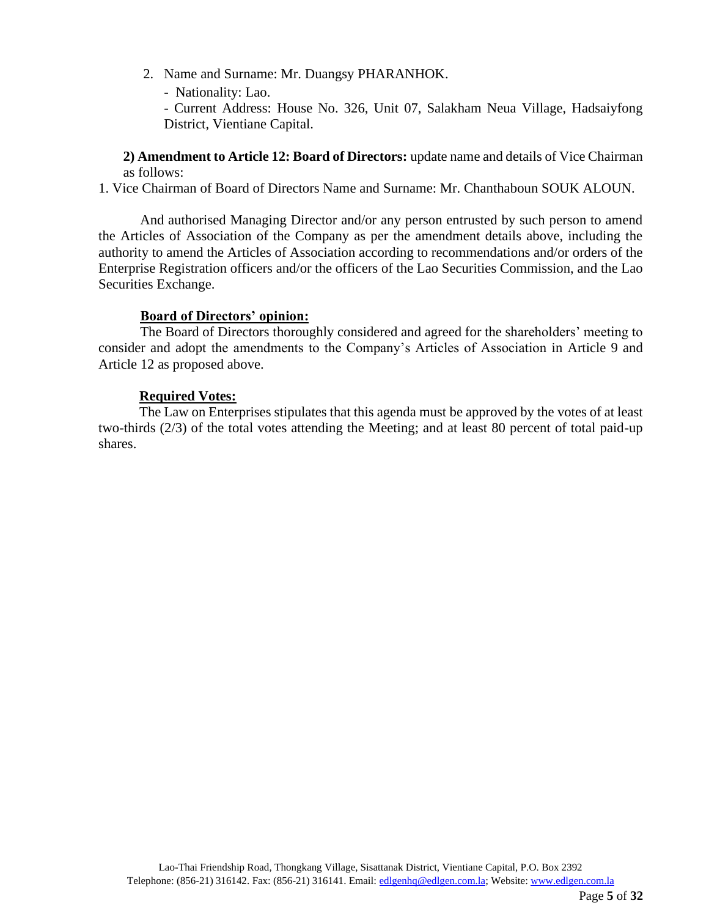2. Name and Surname: Mr. Duangsy PHARANHOK.
   - Nationality: Lao.
   - Current Address: House No. 326, Unit 07, Salakham Neua Village, Hadsaiyfong District, Vientiane Capital.

**2) Amendment to Article 12: Board of Directors:** update name and details of Vice Chairman as follows:

1. Vice Chairman of Board of Directors Name and Surname: Mr. Chanthaboun SOUK ALOUN.

And authorised Managing Director and/or any person entrusted by such person to amend the Articles of Association of the Company as per the amendment details above, including the authority to amend the Articles of Association according to recommendations and/or orders of the Enterprise Registration officers and/or the officers of the Lao Securities Commission, and the Lao Securities Exchange.

**Board of Directors' opinion:**

The Board of Directors thoroughly considered and agreed for the shareholders' meeting to consider and adopt the amendments to the Company's Articles of Association in Article 9 and Article 12 as proposed above.

**Required Votes:**

The Law on Enterprises stipulates that this agenda must be approved by the votes of at least two-thirds (2/3) of the total votes attending the Meeting; and at least 80 percent of total paid-up shares.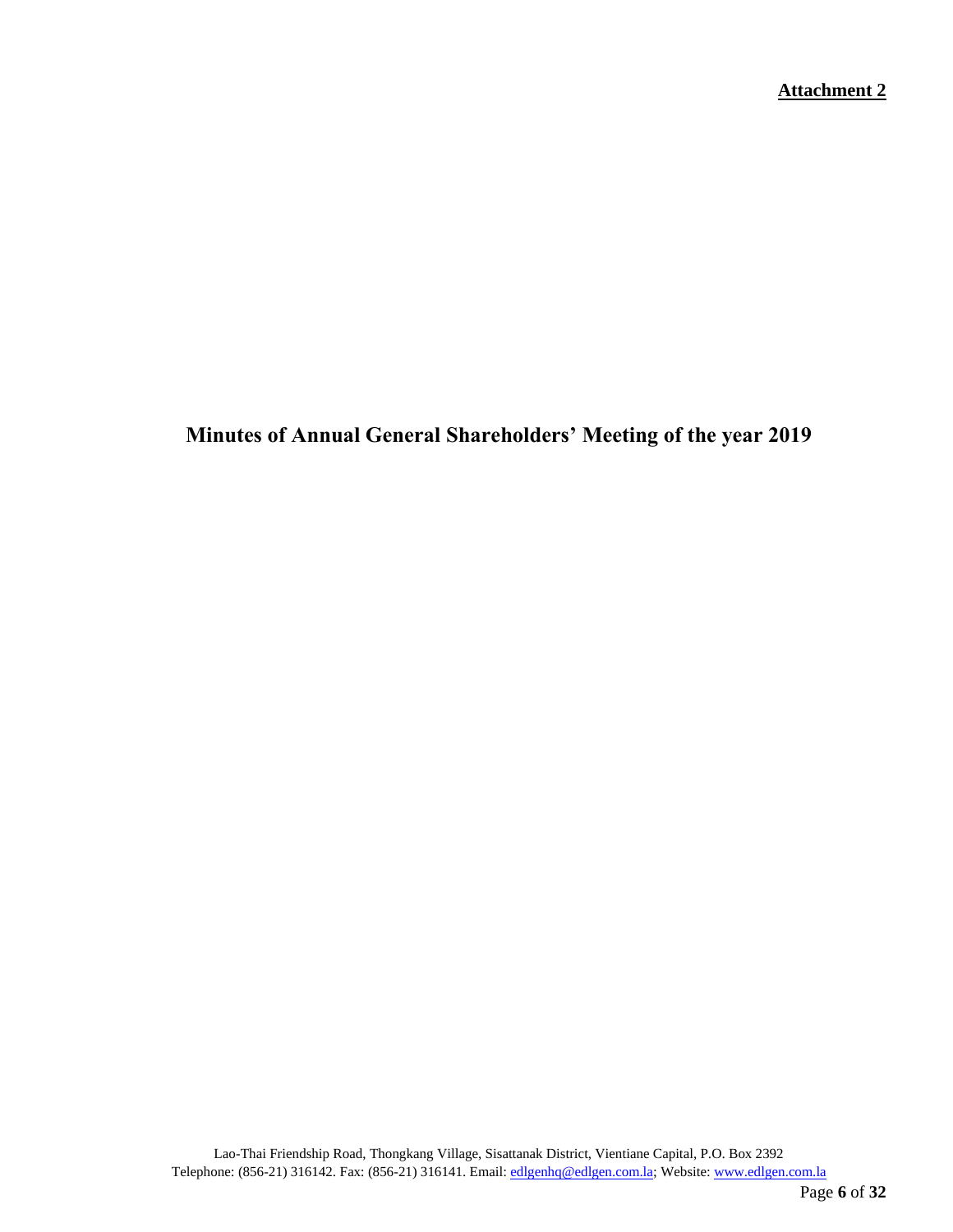**Attachment 2**

# Minutes of Annual General Shareholders' Meeting of the year 2019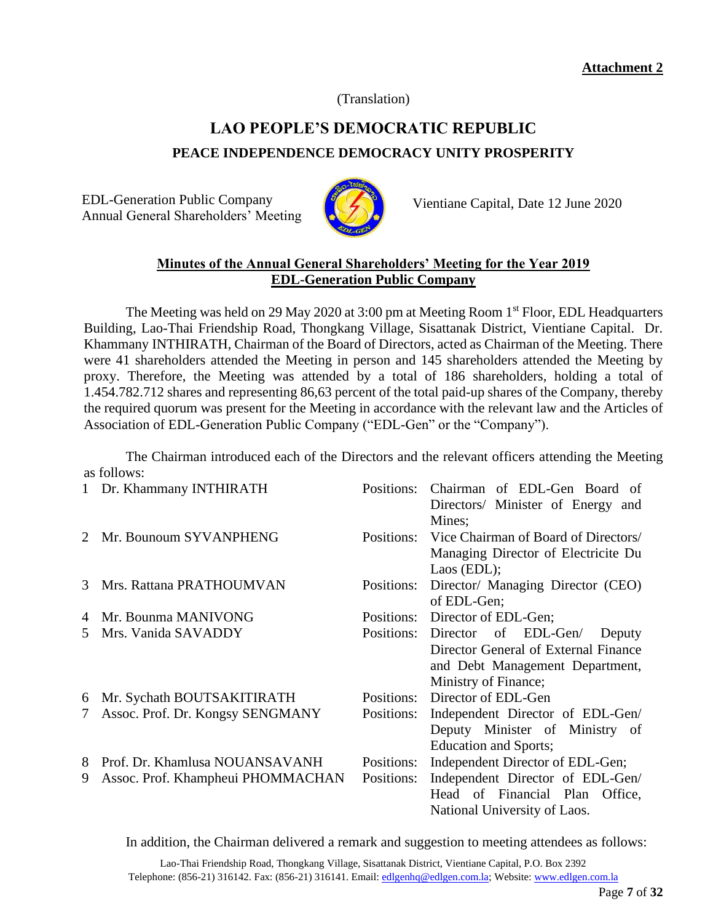**Attachment 2**

(Translation)

# LAO PEOPLE'S DEMOCRATIC REPUBLIC

## PEACE INDEPENDENCE DEMOCRACY UNITY PROSPERITY

EDL-Generation Public Company
Annual General Shareholders' Meeting

Vientiane Capital, Date 12 June 2020

**Minutes of the Annual General Shareholders' Meeting for the Year 2019**
**EDL-Generation Public Company**

The Meeting was held on 29 May 2020 at 3:00 pm at Meeting Room 1st Floor, EDL Headquarters Building, Lao-Thai Friendship Road, Thongkang Village, Sisattanak District, Vientiane Capital. Dr. Khammany INTHIRATH, Chairman of the Board of Directors, acted as Chairman of the Meeting. There were 41 shareholders attended the Meeting in person and 145 shareholders attended the Meeting by proxy. Therefore, the Meeting was attended by a total of 186 shareholders, holding a total of 1.454.782.712 shares and representing 86,63 percent of the total paid-up shares of the Company, thereby the required quorum was present for the Meeting in accordance with the relevant law and the Articles of Association of EDL-Generation Public Company ("EDL-Gen" or the "Company").

The Chairman introduced each of the Directors and the relevant officers attending the Meeting as follows:

| | Name | | Positions |
|---|---|---|---|
| 1 | Dr. Khammany INTHIRATH | Positions: | Chairman of EDL-Gen Board of Directors/ Minister of Energy and Mines; |
| 2 | Mr. Bounoum SYVANPHENG | Positions: | Vice Chairman of Board of Directors/ Managing Director of Electricite Du Laos (EDL); |
| 3 | Mrs. Rattana PRATHOUMVAN | Positions: | Director/ Managing Director (CEO) of EDL-Gen; |
| 4 | Mr. Bounma MANIVONG | Positions: | Director of EDL-Gen; |
| 5 | Mrs. Vanida SAVADDY | Positions: | Director of EDL-Gen/ Deputy Director General of External Finance and Debt Management Department, Ministry of Finance; |
| 6 | Mr. Sychath BOUTSAKITIRATH | Positions: | Director of EDL-Gen |
| 7 | Assoc. Prof. Dr. Kongsy SENGMANY | Positions: | Independent Director of EDL-Gen/ Deputy Minister of Ministry of Education and Sports; |
| 8 | Prof. Dr. Khamlusa NOUANSAVANH | Positions: | Independent Director of EDL-Gen; |
| 9 | Assoc. Prof. Khampheui PHOMMACHAN | Positions: | Independent Director of EDL-Gen/ Head of Financial Plan Office, National University of Laos. |

In addition, the Chairman delivered a remark and suggestion to meeting attendees as follows:

Lao-Thai Friendship Road, Thongkang Village, Sisattanak District, Vientiane Capital, P.O. Box 2392
Telephone: (856-21) 316142. Fax: (856-21) 316141. Email: edlgenhq@edlgen.com.la; Website: www.edlgen.com.la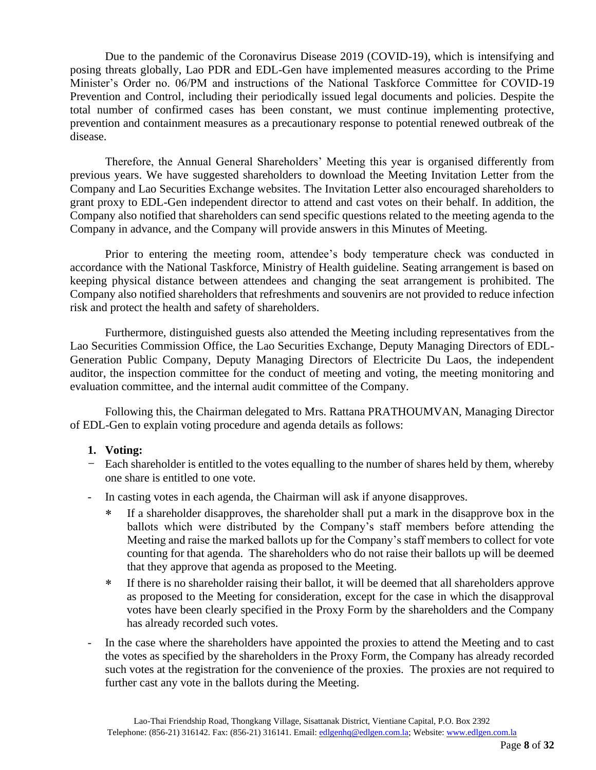Due to the pandemic of the Coronavirus Disease 2019 (COVID-19), which is intensifying and posing threats globally, Lao PDR and EDL-Gen have implemented measures according to the Prime Minister's Order no. 06/PM and instructions of the National Taskforce Committee for COVID-19 Prevention and Control, including their periodically issued legal documents and policies. Despite the total number of confirmed cases has been constant, we must continue implementing protective, prevention and containment measures as a precautionary response to potential renewed outbreak of the disease.

Therefore, the Annual General Shareholders' Meeting this year is organised differently from previous years. We have suggested shareholders to download the Meeting Invitation Letter from the Company and Lao Securities Exchange websites. The Invitation Letter also encouraged shareholders to grant proxy to EDL-Gen independent director to attend and cast votes on their behalf. In addition, the Company also notified that shareholders can send specific questions related to the meeting agenda to the Company in advance, and the Company will provide answers in this Minutes of Meeting.

Prior to entering the meeting room, attendee's body temperature check was conducted in accordance with the National Taskforce, Ministry of Health guideline. Seating arrangement is based on keeping physical distance between attendees and changing the seat arrangement is prohibited. The Company also notified shareholders that refreshments and souvenirs are not provided to reduce infection risk and protect the health and safety of shareholders.

Furthermore, distinguished guests also attended the Meeting including representatives from the Lao Securities Commission Office, the Lao Securities Exchange, Deputy Managing Directors of EDL-Generation Public Company, Deputy Managing Directors of Electricite Du Laos, the independent auditor, the inspection committee for the conduct of meeting and voting, the meeting monitoring and evaluation committee, and the internal audit committee of the Company.

Following this, the Chairman delegated to Mrs. Rattana PRATHOUMVAN, Managing Director of EDL-Gen to explain voting procedure and agenda details as follows:

**1. Voting:**

- Each shareholder is entitled to the votes equalling to the number of shares held by them, whereby one share is entitled to one vote.
- In casting votes in each agenda, the Chairman will ask if anyone disapproves.
  - If a shareholder disapproves, the shareholder shall put a mark in the disapprove box in the ballots which were distributed by the Company's staff members before attending the Meeting and raise the marked ballots up for the Company's staff members to collect for vote counting for that agenda. The shareholders who do not raise their ballots up will be deemed that they approve that agenda as proposed to the Meeting.
  - If there is no shareholder raising their ballot, it will be deemed that all shareholders approve as proposed to the Meeting for consideration, except for the case in which the disapproval votes have been clearly specified in the Proxy Form by the shareholders and the Company has already recorded such votes.
- In the case where the shareholders have appointed the proxies to attend the Meeting and to cast the votes as specified by the shareholders in the Proxy Form, the Company has already recorded such votes at the registration for the convenience of the proxies. The proxies are not required to further cast any vote in the ballots during the Meeting.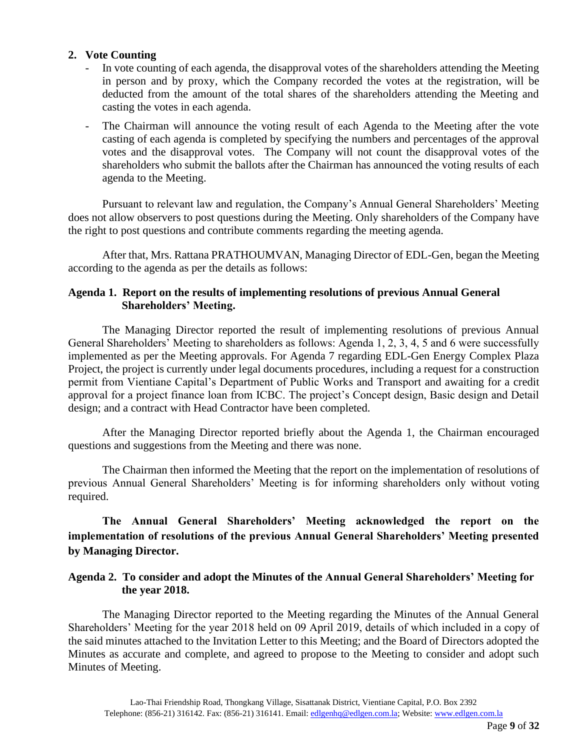## 2. Vote Counting

- In vote counting of each agenda, the disapproval votes of the shareholders attending the Meeting in person and by proxy, which the Company recorded the votes at the registration, will be deducted from the amount of the total shares of the shareholders attending the Meeting and casting the votes in each agenda.
- The Chairman will announce the voting result of each Agenda to the Meeting after the vote casting of each agenda is completed by specifying the numbers and percentages of the approval votes and the disapproval votes. The Company will not count the disapproval votes of the shareholders who submit the ballots after the Chairman has announced the voting results of each agenda to the Meeting.

Pursuant to relevant law and regulation, the Company's Annual General Shareholders' Meeting does not allow observers to post questions during the Meeting. Only shareholders of the Company have the right to post questions and contribute comments regarding the meeting agenda.

After that, Mrs. Rattana PRATHOUMVAN, Managing Director of EDL-Gen, began the Meeting according to the agenda as per the details as follows:

### Agenda 1. Report on the results of implementing resolutions of previous Annual General Shareholders' Meeting.

The Managing Director reported the result of implementing resolutions of previous Annual General Shareholders' Meeting to shareholders as follows: Agenda 1, 2, 3, 4, 5 and 6 were successfully implemented as per the Meeting approvals. For Agenda 7 regarding EDL-Gen Energy Complex Plaza Project, the project is currently under legal documents procedures, including a request for a construction permit from Vientiane Capital's Department of Public Works and Transport and awaiting for a credit approval for a project finance loan from ICBC. The project's Concept design, Basic design and Detail design; and a contract with Head Contractor have been completed.

After the Managing Director reported briefly about the Agenda 1, the Chairman encouraged questions and suggestions from the Meeting and there was none.

The Chairman then informed the Meeting that the report on the implementation of resolutions of previous Annual General Shareholders' Meeting is for informing shareholders only without voting required.

**The Annual General Shareholders' Meeting acknowledged the report on the implementation of resolutions of the previous Annual General Shareholders' Meeting presented by Managing Director.**

### Agenda 2. To consider and adopt the Minutes of the Annual General Shareholders' Meeting for the year 2018.

The Managing Director reported to the Meeting regarding the Minutes of the Annual General Shareholders' Meeting for the year 2018 held on 09 April 2019, details of which included in a copy of the said minutes attached to the Invitation Letter to this Meeting; and the Board of Directors adopted the Minutes as accurate and complete, and agreed to propose to the Meeting to consider and adopt such Minutes of Meeting.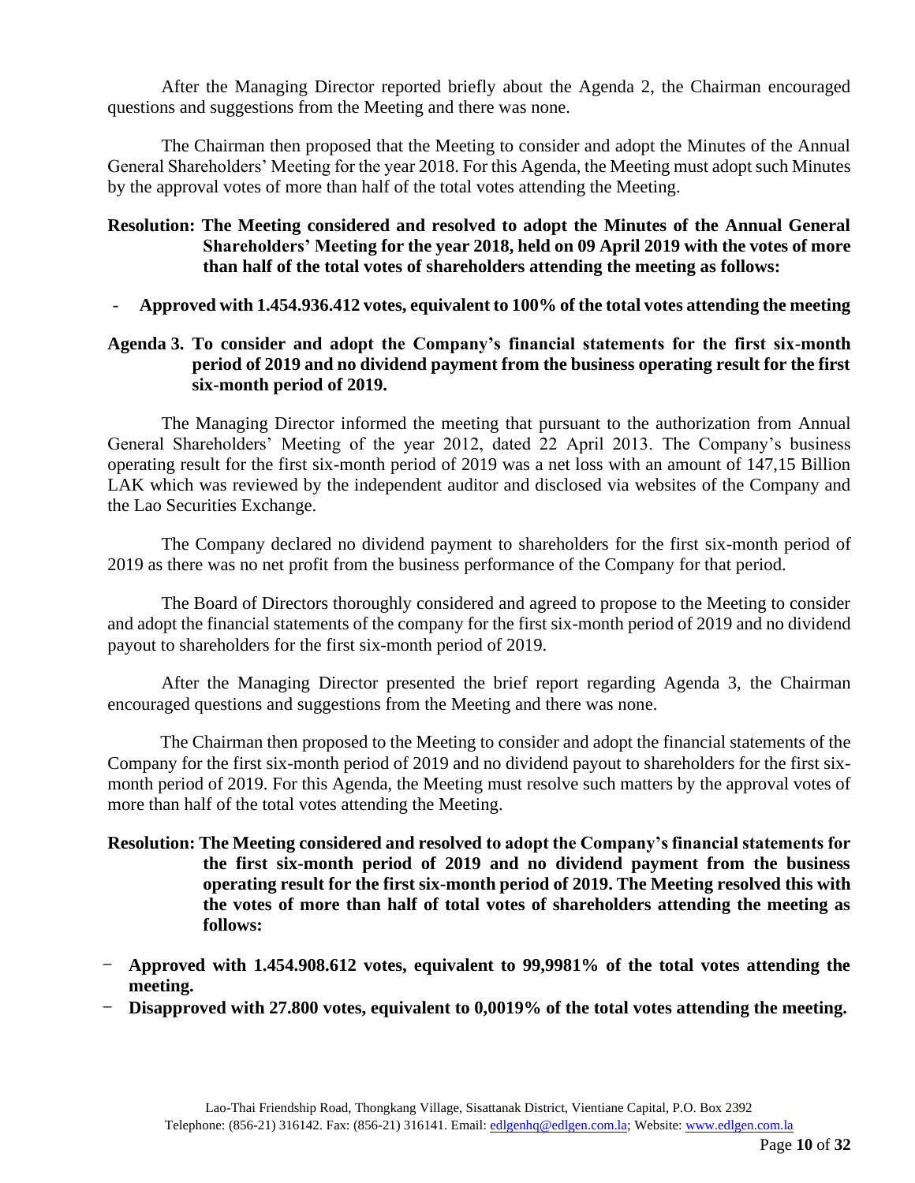After the Managing Director reported briefly about the Agenda 2, the Chairman encouraged questions and suggestions from the Meeting and there was none.

The Chairman then proposed that the Meeting to consider and adopt the Minutes of the Annual General Shareholders' Meeting for the year 2018. For this Agenda, the Meeting must adopt such Minutes by the approval votes of more than half of the total votes attending the Meeting.

**Resolution: The Meeting considered and resolved to adopt the Minutes of the Annual General Shareholders' Meeting for the year 2018, held on 09 April 2019 with the votes of more than half of the total votes of shareholders attending the meeting as follows:**

- **Approved with 1.454.936.412 votes, equivalent to 100% of the total votes attending the meeting**

**Agenda 3. To consider and adopt the Company's financial statements for the first six-month period of 2019 and no dividend payment from the business operating result for the first six-month period of 2019.**

The Managing Director informed the meeting that pursuant to the authorization from Annual General Shareholders' Meeting of the year 2012, dated 22 April 2013. The Company's business operating result for the first six-month period of 2019 was a net loss with an amount of 147,15 Billion LAK which was reviewed by the independent auditor and disclosed via websites of the Company and the Lao Securities Exchange.

The Company declared no dividend payment to shareholders for the first six-month period of 2019 as there was no net profit from the business performance of the Company for that period.

The Board of Directors thoroughly considered and agreed to propose to the Meeting to consider and adopt the financial statements of the company for the first six-month period of 2019 and no dividend payout to shareholders for the first six-month period of 2019.

After the Managing Director presented the brief report regarding Agenda 3, the Chairman encouraged questions and suggestions from the Meeting and there was none.

The Chairman then proposed to the Meeting to consider and adopt the financial statements of the Company for the first six-month period of 2019 and no dividend payout to shareholders for the first six-month period of 2019. For this Agenda, the Meeting must resolve such matters by the approval votes of more than half of the total votes attending the Meeting.

**Resolution: The Meeting considered and resolved to adopt the Company's financial statements for the first six-month period of 2019 and no dividend payment from the business operating result for the first six-month period of 2019. The Meeting resolved this with the votes of more than half of total votes of shareholders attending the meeting as follows:**

- **Approved with 1.454.908.612 votes, equivalent to 99,9981% of the total votes attending the meeting.**
- **Disapproved with 27.800 votes, equivalent to 0,0019% of the total votes attending the meeting.**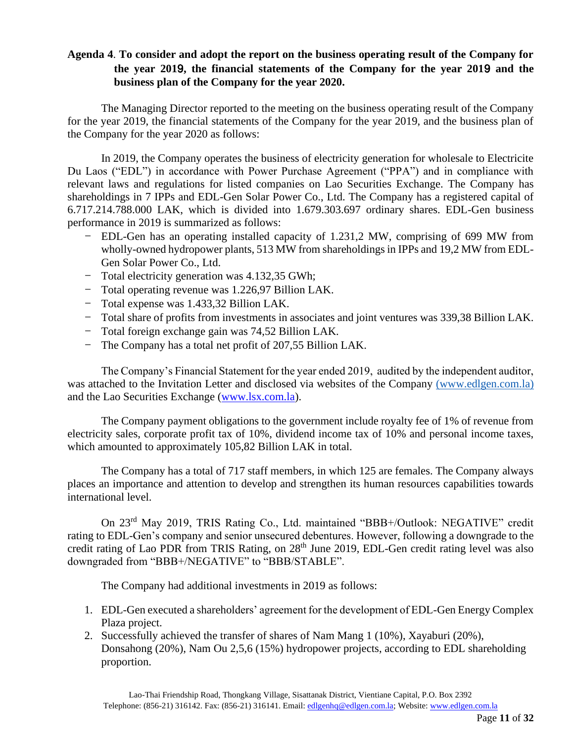**Agenda 4**. **To consider and adopt the report on the business operating result of the Company for the year 2019, the financial statements of the Company for the year 2019 and the business plan of the Company for the year 2020.**

The Managing Director reported to the meeting on the business operating result of the Company for the year 2019, the financial statements of the Company for the year 2019, and the business plan of the Company for the year 2020 as follows:

In 2019, the Company operates the business of electricity generation for wholesale to Electricite Du Laos ("EDL") in accordance with Power Purchase Agreement ("PPA") and in compliance with relevant laws and regulations for listed companies on Lao Securities Exchange. The Company has shareholdings in 7 IPPs and EDL-Gen Solar Power Co., Ltd. The Company has a registered capital of 6.717.214.788.000 LAK, which is divided into 1.679.303.697 ordinary shares. EDL-Gen business performance in 2019 is summarized as follows:

- EDL-Gen has an operating installed capacity of 1.231,2 MW, comprising of 699 MW from wholly-owned hydropower plants, 513 MW from shareholdings in IPPs and 19,2 MW from EDL-Gen Solar Power Co., Ltd.
- Total electricity generation was 4.132,35 GWh;
- Total operating revenue was 1.226,97 Billion LAK.
- Total expense was 1.433,32 Billion LAK.
- Total share of profits from investments in associates and joint ventures was 339,38 Billion LAK.
- Total foreign exchange gain was 74,52 Billion LAK.
- The Company has a total net profit of 207,55 Billion LAK.

The Company's Financial Statement for the year ended 2019, audited by the independent auditor, was attached to the Invitation Letter and disclosed via websites of the Company (www.edlgen.com.la) and the Lao Securities Exchange (www.lsx.com.la).

The Company payment obligations to the government include royalty fee of 1% of revenue from electricity sales, corporate profit tax of 10%, dividend income tax of 10% and personal income taxes, which amounted to approximately 105,82 Billion LAK in total.

The Company has a total of 717 staff members, in which 125 are females. The Company always places an importance and attention to develop and strengthen its human resources capabilities towards international level.

On 23rd May 2019, TRIS Rating Co., Ltd. maintained "BBB+/Outlook: NEGATIVE" credit rating to EDL-Gen's company and senior unsecured debentures. However, following a downgrade to the credit rating of Lao PDR from TRIS Rating, on 28th June 2019, EDL-Gen credit rating level was also downgraded from "BBB+/NEGATIVE" to "BBB/STABLE".

The Company had additional investments in 2019 as follows:

1. EDL-Gen executed a shareholders' agreement for the development of EDL-Gen Energy Complex Plaza project.
2. Successfully achieved the transfer of shares of Nam Mang 1 (10%), Xayaburi (20%), Donsahong (20%), Nam Ou 2,5,6 (15%) hydropower projects, according to EDL shareholding proportion.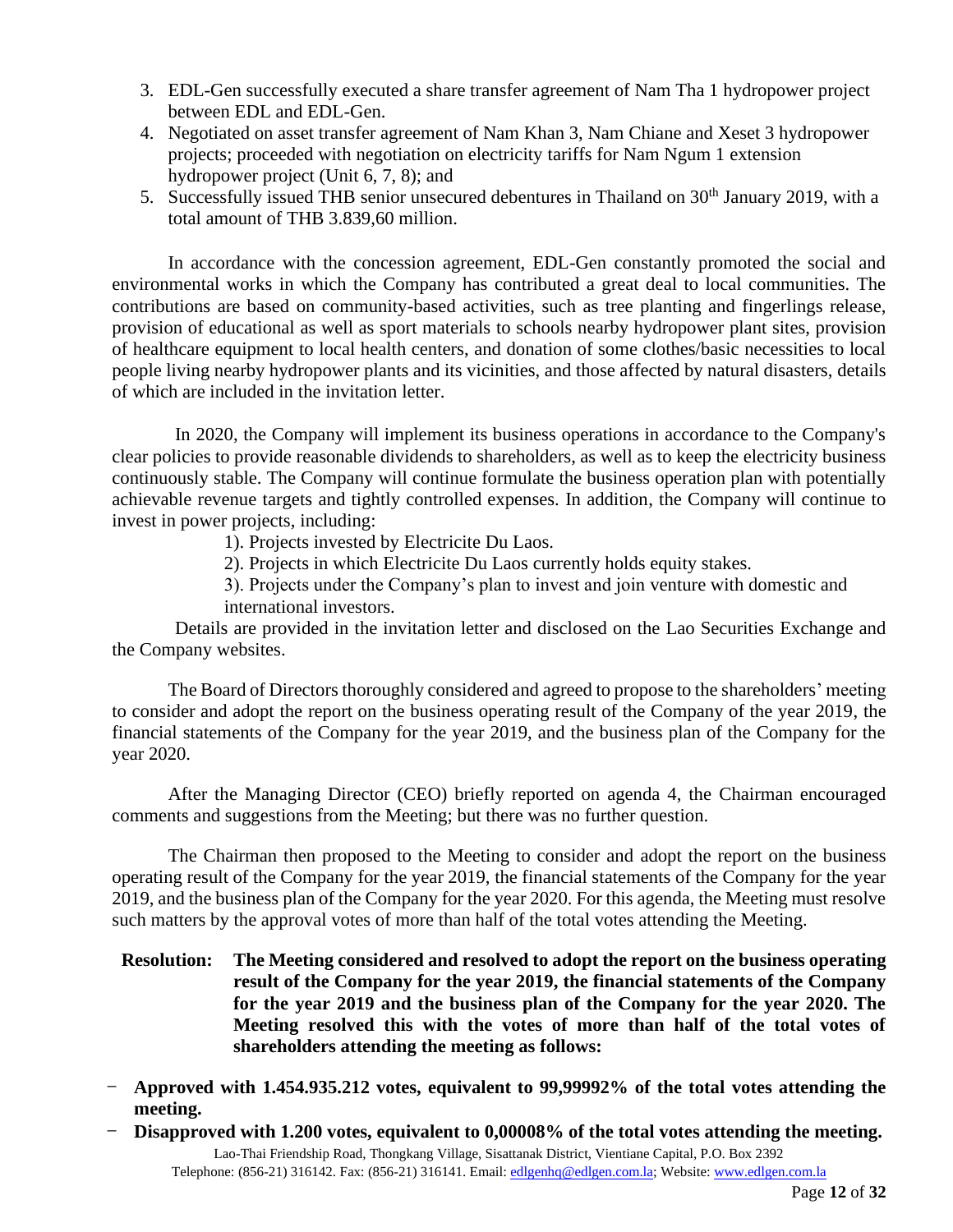3. EDL-Gen successfully executed a share transfer agreement of Nam Tha 1 hydropower project between EDL and EDL-Gen.
4. Negotiated on asset transfer agreement of Nam Khan 3, Nam Chiane and Xeset 3 hydropower projects; proceeded with negotiation on electricity tariffs for Nam Ngum 1 extension hydropower project (Unit 6, 7, 8); and
5. Successfully issued THB senior unsecured debentures in Thailand on 30th January 2019, with a total amount of THB 3.839,60 million.

In accordance with the concession agreement, EDL-Gen constantly promoted the social and environmental works in which the Company has contributed a great deal to local communities. The contributions are based on community-based activities, such as tree planting and fingerlings release, provision of educational as well as sport materials to schools nearby hydropower plant sites, provision of healthcare equipment to local health centers, and donation of some clothes/basic necessities to local people living nearby hydropower plants and its vicinities, and those affected by natural disasters, details of which are included in the invitation letter.

In 2020, the Company will implement its business operations in accordance to the Company's clear policies to provide reasonable dividends to shareholders, as well as to keep the electricity business continuously stable. The Company will continue formulate the business operation plan with potentially achievable revenue targets and tightly controlled expenses. In addition, the Company will continue to invest in power projects, including:

1). Projects invested by Electricite Du Laos.

2). Projects in which Electricite Du Laos currently holds equity stakes.

3). Projects under the Company's plan to invest and join venture with domestic and international investors.

Details are provided in the invitation letter and disclosed on the Lao Securities Exchange and the Company websites.

The Board of Directors thoroughly considered and agreed to propose to the shareholders' meeting to consider and adopt the report on the business operating result of the Company of the year 2019, the financial statements of the Company for the year 2019, and the business plan of the Company for the year 2020.

After the Managing Director (CEO) briefly reported on agenda 4, the Chairman encouraged comments and suggestions from the Meeting; but there was no further question.

The Chairman then proposed to the Meeting to consider and adopt the report on the business operating result of the Company for the year 2019, the financial statements of the Company for the year 2019, and the business plan of the Company for the year 2020. For this agenda, the Meeting must resolve such matters by the approval votes of more than half of the total votes attending the Meeting.

**Resolution: The Meeting considered and resolved to adopt the report on the business operating result of the Company for the year 2019, the financial statements of the Company for the year 2019 and the business plan of the Company for the year 2020. The Meeting resolved this with the votes of more than half of the total votes of shareholders attending the meeting as follows:**

- **Approved with 1.454.935.212 votes, equivalent to 99,99992% of the total votes attending the meeting.**
- **Disapproved with 1.200 votes, equivalent to 0,00008% of the total votes attending the meeting.**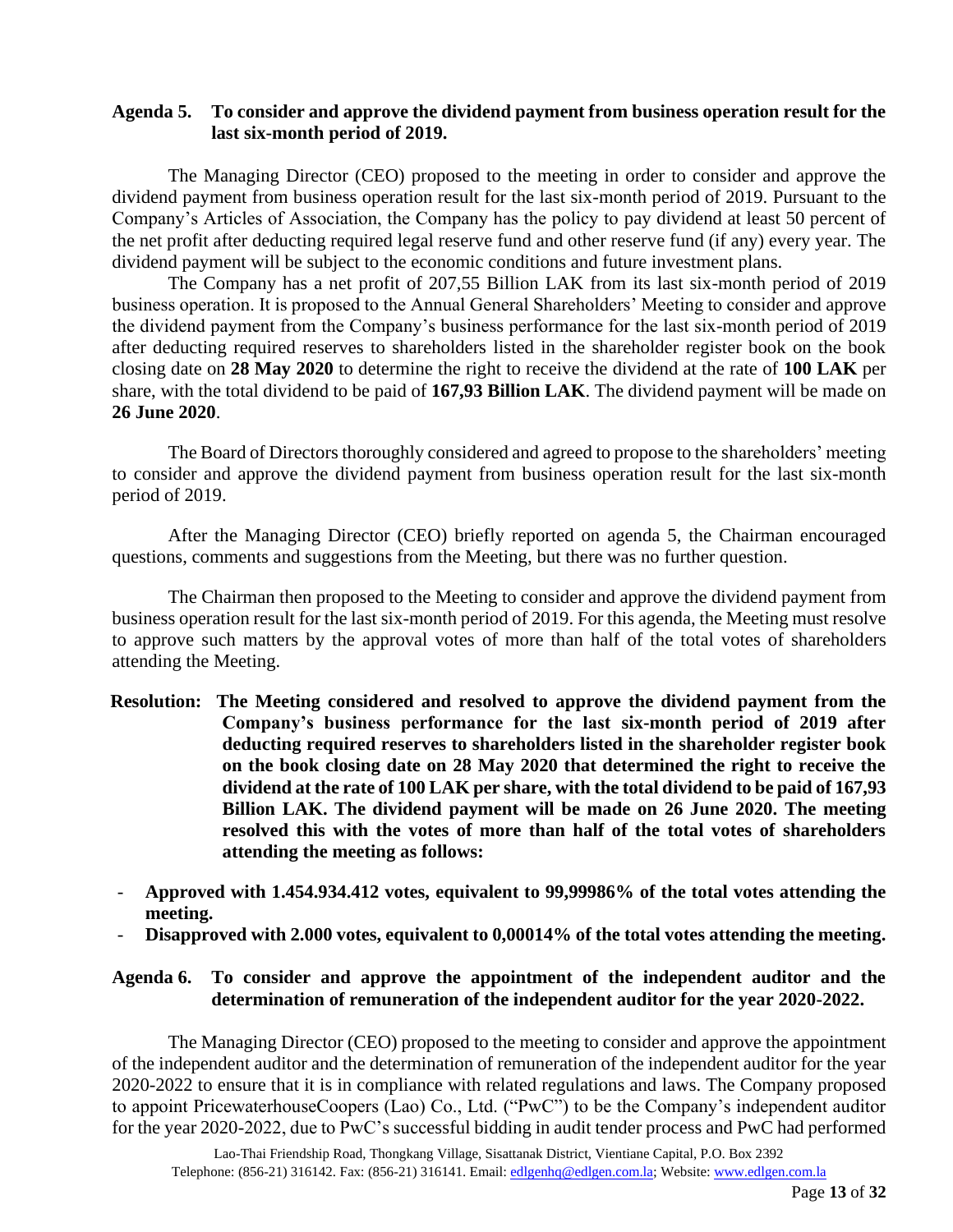**Agenda 5. To consider and approve the dividend payment from business operation result for the last six-month period of 2019.**

The Managing Director (CEO) proposed to the meeting in order to consider and approve the dividend payment from business operation result for the last six-month period of 2019. Pursuant to the Company's Articles of Association, the Company has the policy to pay dividend at least 50 percent of the net profit after deducting required legal reserve fund and other reserve fund (if any) every year. The dividend payment will be subject to the economic conditions and future investment plans.

The Company has a net profit of 207,55 Billion LAK from its last six-month period of 2019 business operation. It is proposed to the Annual General Shareholders' Meeting to consider and approve the dividend payment from the Company's business performance for the last six-month period of 2019 after deducting required reserves to shareholders listed in the shareholder register book on the book closing date on **28 May 2020** to determine the right to receive the dividend at the rate of **100 LAK** per share, with the total dividend to be paid of **167,93 Billion LAK**. The dividend payment will be made on **26 June 2020**.

The Board of Directors thoroughly considered and agreed to propose to the shareholders' meeting to consider and approve the dividend payment from business operation result for the last six-month period of 2019.

After the Managing Director (CEO) briefly reported on agenda 5, the Chairman encouraged questions, comments and suggestions from the Meeting, but there was no further question.

The Chairman then proposed to the Meeting to consider and approve the dividend payment from business operation result for the last six-month period of 2019. For this agenda, the Meeting must resolve to approve such matters by the approval votes of more than half of the total votes of shareholders attending the Meeting.

**Resolution: The Meeting considered and resolved to approve the dividend payment from the Company's business performance for the last six-month period of 2019 after deducting required reserves to shareholders listed in the shareholder register book on the book closing date on 28 May 2020 that determined the right to receive the dividend at the rate of 100 LAK per share, with the total dividend to be paid of 167,93 Billion LAK. The dividend payment will be made on 26 June 2020. The meeting resolved this with the votes of more than half of the total votes of shareholders attending the meeting as follows:**

- **Approved with 1.454.934.412 votes, equivalent to 99,99986% of the total votes attending the meeting.**
- **Disapproved with 2.000 votes, equivalent to 0,00014% of the total votes attending the meeting.**

**Agenda 6. To consider and approve the appointment of the independent auditor and the determination of remuneration of the independent auditor for the year 2020-2022.**

The Managing Director (CEO) proposed to the meeting to consider and approve the appointment of the independent auditor and the determination of remuneration of the independent auditor for the year 2020-2022 to ensure that it is in compliance with related regulations and laws. The Company proposed to appoint PricewaterhouseCoopers (Lao) Co., Ltd. ("PwC") to be the Company's independent auditor for the year 2020-2022, due to PwC's successful bidding in audit tender process and PwC had performed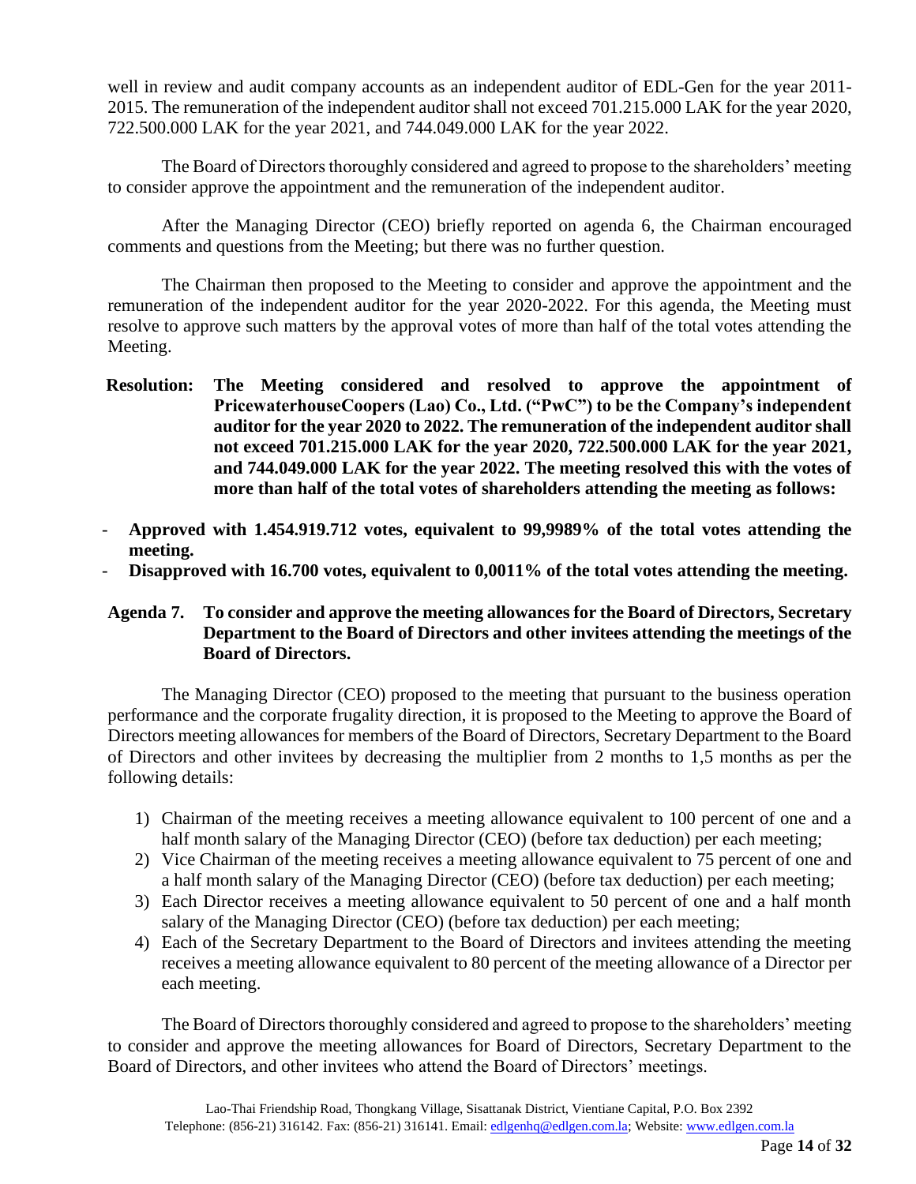well in review and audit company accounts as an independent auditor of EDL-Gen for the year 2011-2015. The remuneration of the independent auditor shall not exceed 701.215.000 LAK for the year 2020, 722.500.000 LAK for the year 2021, and 744.049.000 LAK for the year 2022.

The Board of Directors thoroughly considered and agreed to propose to the shareholders' meeting to consider approve the appointment and the remuneration of the independent auditor.

After the Managing Director (CEO) briefly reported on agenda 6, the Chairman encouraged comments and questions from the Meeting; but there was no further question.

The Chairman then proposed to the Meeting to consider and approve the appointment and the remuneration of the independent auditor for the year 2020-2022. For this agenda, the Meeting must resolve to approve such matters by the approval votes of more than half of the total votes attending the Meeting.

**Resolution: The Meeting considered and resolved to approve the appointment of PricewaterhouseCoopers (Lao) Co., Ltd. ("PwC") to be the Company's independent auditor for the year 2020 to 2022. The remuneration of the independent auditor shall not exceed 701.215.000 LAK for the year 2020, 722.500.000 LAK for the year 2021, and 744.049.000 LAK for the year 2022. The meeting resolved this with the votes of more than half of the total votes of shareholders attending the meeting as follows:**

- **Approved with 1.454.919.712 votes, equivalent to 99,9989% of the total votes attending the meeting.**
- **Disapproved with 16.700 votes, equivalent to 0,0011% of the total votes attending the meeting.**

**Agenda 7. To consider and approve the meeting allowances for the Board of Directors, Secretary Department to the Board of Directors and other invitees attending the meetings of the Board of Directors.**

The Managing Director (CEO) proposed to the meeting that pursuant to the business operation performance and the corporate frugality direction, it is proposed to the Meeting to approve the Board of Directors meeting allowances for members of the Board of Directors, Secretary Department to the Board of Directors and other invitees by decreasing the multiplier from 2 months to 1,5 months as per the following details:

1) Chairman of the meeting receives a meeting allowance equivalent to 100 percent of one and a half month salary of the Managing Director (CEO) (before tax deduction) per each meeting;
2) Vice Chairman of the meeting receives a meeting allowance equivalent to 75 percent of one and a half month salary of the Managing Director (CEO) (before tax deduction) per each meeting;
3) Each Director receives a meeting allowance equivalent to 50 percent of one and a half month salary of the Managing Director (CEO) (before tax deduction) per each meeting;
4) Each of the Secretary Department to the Board of Directors and invitees attending the meeting receives a meeting allowance equivalent to 80 percent of the meeting allowance of a Director per each meeting.

The Board of Directors thoroughly considered and agreed to propose to the shareholders' meeting to consider and approve the meeting allowances for Board of Directors, Secretary Department to the Board of Directors, and other invitees who attend the Board of Directors' meetings.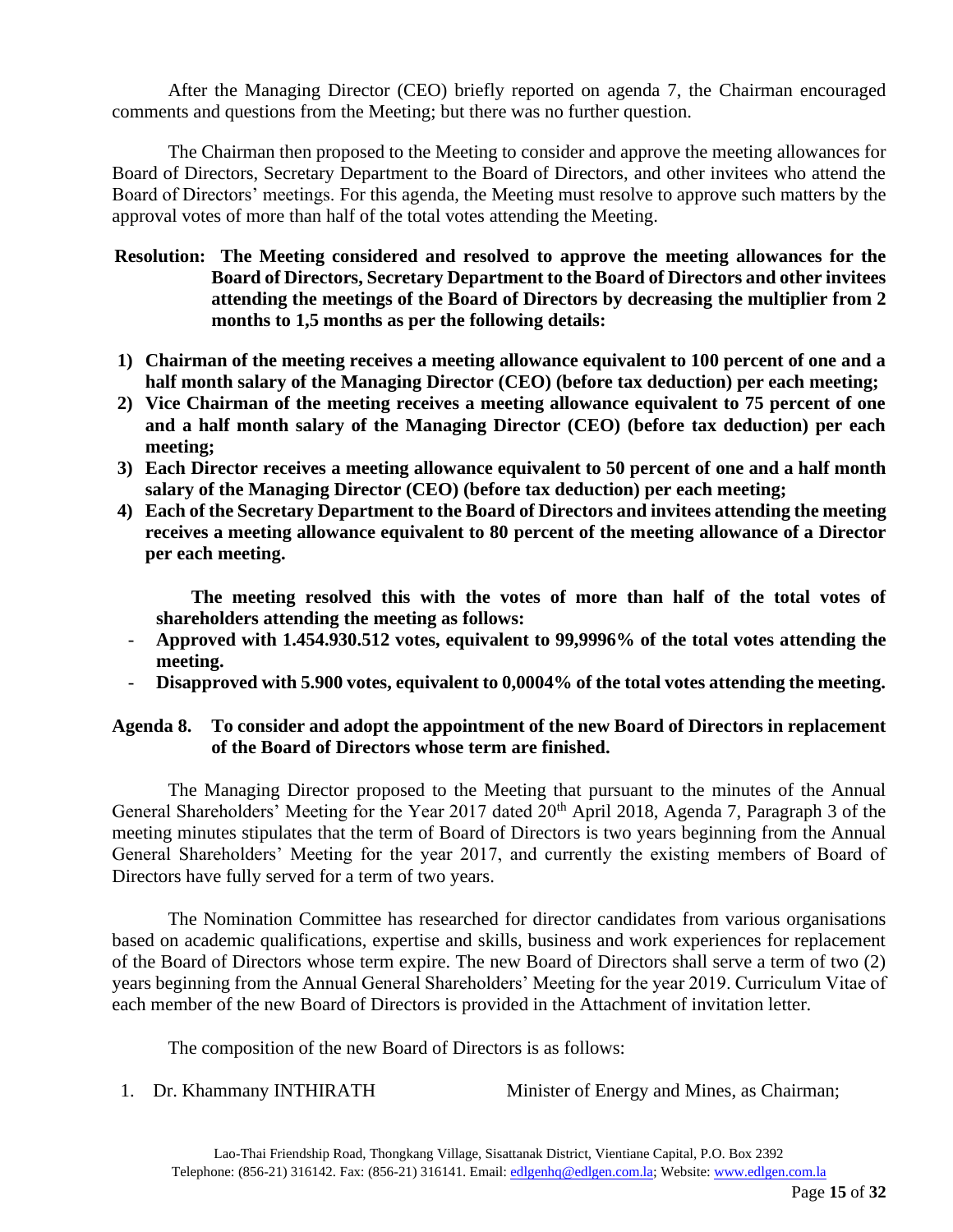After the Managing Director (CEO) briefly reported on agenda 7, the Chairman encouraged comments and questions from the Meeting; but there was no further question.

The Chairman then proposed to the Meeting to consider and approve the meeting allowances for Board of Directors, Secretary Department to the Board of Directors, and other invitees who attend the Board of Directors' meetings. For this agenda, the Meeting must resolve to approve such matters by the approval votes of more than half of the total votes attending the Meeting.

**Resolution: The Meeting considered and resolved to approve the meeting allowances for the Board of Directors, Secretary Department to the Board of Directors and other invitees attending the meetings of the Board of Directors by decreasing the multiplier from 2 months to 1,5 months as per the following details:**

1) **Chairman of the meeting receives a meeting allowance equivalent to 100 percent of one and a half month salary of the Managing Director (CEO) (before tax deduction) per each meeting;**
2) **Vice Chairman of the meeting receives a meeting allowance equivalent to 75 percent of one and a half month salary of the Managing Director (CEO) (before tax deduction) per each meeting;**
3) **Each Director receives a meeting allowance equivalent to 50 percent of one and a half month salary of the Managing Director (CEO) (before tax deduction) per each meeting;**
4) **Each of the Secretary Department to the Board of Directors and invitees attending the meeting receives a meeting allowance equivalent to 80 percent of the meeting allowance of a Director per each meeting.**

**The meeting resolved this with the votes of more than half of the total votes of shareholders attending the meeting as follows:**

- **Approved with 1.454.930.512 votes, equivalent to 99,9996% of the total votes attending the meeting.**
- **Disapproved with 5.900 votes, equivalent to 0,0004% of the total votes attending the meeting.**

**Agenda 8. To consider and adopt the appointment of the new Board of Directors in replacement of the Board of Directors whose term are finished.**

The Managing Director proposed to the Meeting that pursuant to the minutes of the Annual General Shareholders' Meeting for the Year 2017 dated 20th April 2018, Agenda 7, Paragraph 3 of the meeting minutes stipulates that the term of Board of Directors is two years beginning from the Annual General Shareholders' Meeting for the year 2017, and currently the existing members of Board of Directors have fully served for a term of two years.

The Nomination Committee has researched for director candidates from various organisations based on academic qualifications, expertise and skills, business and work experiences for replacement of the Board of Directors whose term expire. The new Board of Directors shall serve a term of two (2) years beginning from the Annual General Shareholders' Meeting for the year 2019. Curriculum Vitae of each member of the new Board of Directors is provided in the Attachment of invitation letter.

The composition of the new Board of Directors is as follows:

1. Dr. Khammany INTHIRATH Minister of Energy and Mines, as Chairman;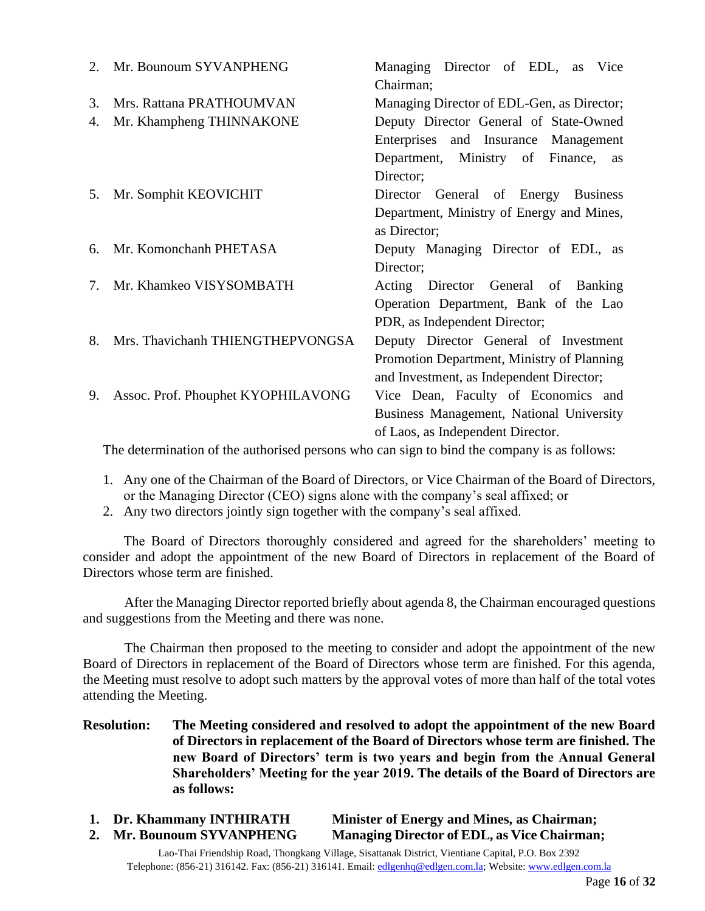2. Mr. Bounoum SYVANPHENG — Managing Director of EDL, as Vice Chairman;
3. Mrs. Rattana PRATHOUMVAN — Managing Director of EDL-Gen, as Director;
4. Mr. Khampheng THINNAKONE — Deputy Director General of State-Owned Enterprises and Insurance Management Department, Ministry of Finance, as Director;
5. Mr. Somphit KEOVICHIT — Director General of Energy Business Department, Ministry of Energy and Mines, as Director;
6. Mr. Komonchanh PHETASA — Deputy Managing Director of EDL, as Director;
7. Mr. Khamkeo VISYSOMBATH — Acting Director General of Banking Operation Department, Bank of the Lao PDR, as Independent Director;
8. Mrs. Thavichanh THIENGTHEPVONGSA — Deputy Director General of Investment Promotion Department, Ministry of Planning and Investment, as Independent Director;
9. Assoc. Prof. Phouphet KYOPHILAVONG — Vice Dean, Faculty of Economics and Business Management, National University of Laos, as Independent Director.

The determination of the authorised persons who can sign to bind the company is as follows:

1. Any one of the Chairman of the Board of Directors, or Vice Chairman of the Board of Directors, or the Managing Director (CEO) signs alone with the company's seal affixed; or
2. Any two directors jointly sign together with the company's seal affixed.

The Board of Directors thoroughly considered and agreed for the shareholders' meeting to consider and adopt the appointment of the new Board of Directors in replacement of the Board of Directors whose term are finished.

After the Managing Director reported briefly about agenda 8, the Chairman encouraged questions and suggestions from the Meeting and there was none.

The Chairman then proposed to the meeting to consider and adopt the appointment of the new Board of Directors in replacement of the Board of Directors whose term are finished. For this agenda, the Meeting must resolve to adopt such matters by the approval votes of more than half of the total votes attending the Meeting.

**Resolution: The Meeting considered and resolved to adopt the appointment of the new Board of Directors in replacement of the Board of Directors whose term are finished. The new Board of Directors' term is two years and begin from the Annual General Shareholders' Meeting for the year 2019. The details of the Board of Directors are as follows:**

1. **Dr. Khammany INTHIRATH — Minister of Energy and Mines, as Chairman;**
2. **Mr. Bounoum SYVANPHENG — Managing Director of EDL, as Vice Chairman;**

Lao-Thai Friendship Road, Thongkang Village, Sisattanak District, Vientiane Capital, P.O. Box 2392
Telephone: (856-21) 316142. Fax: (856-21) 316141. Email: edlgenhq@edlgen.com.la; Website: www.edlgen.com.la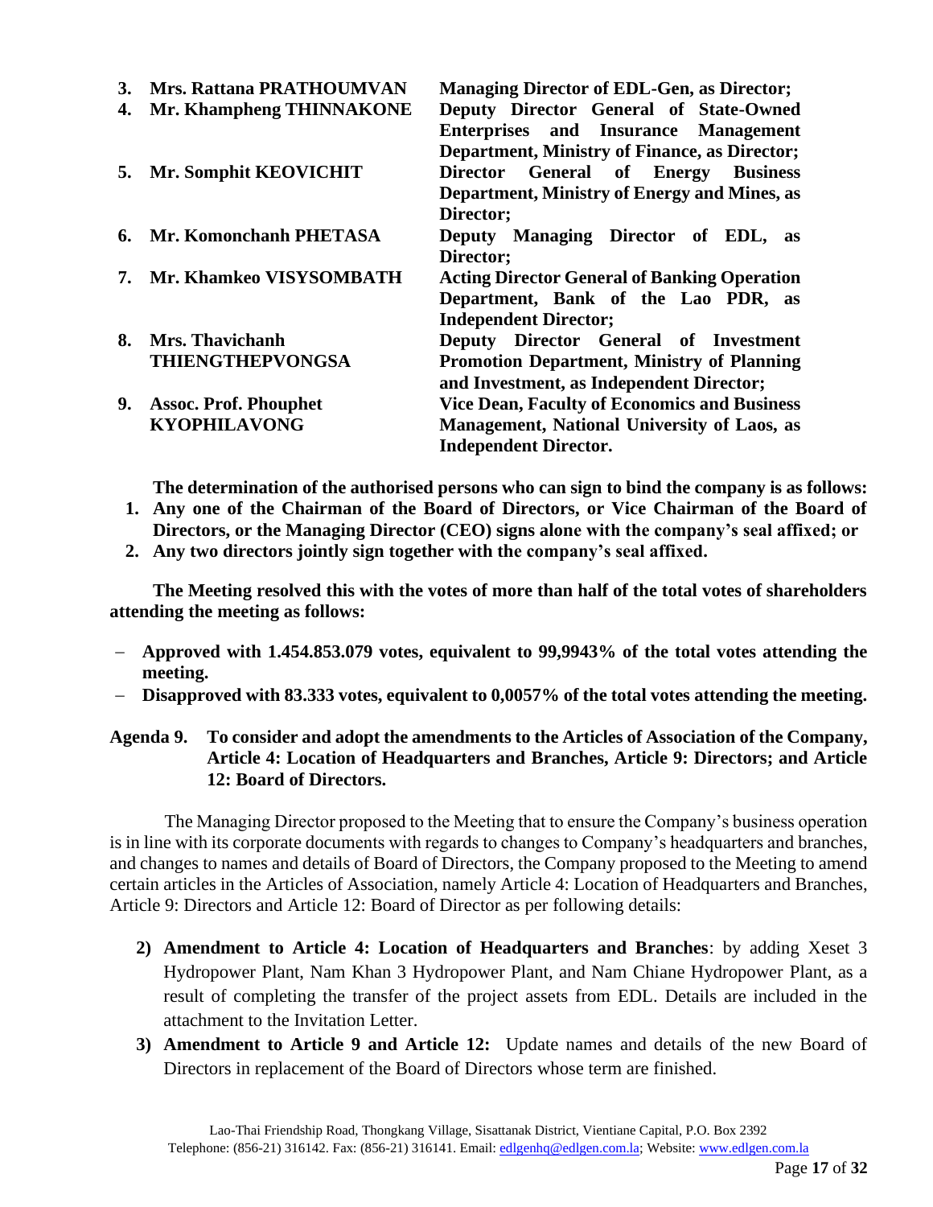3. **Mrs. Rattana PRATHOUMVAN** — **Managing Director of EDL-Gen, as Director;**
4. **Mr. Khampheng THINNAKONE** — **Deputy Director General of State-Owned Enterprises and Insurance Management Department, Ministry of Finance, as Director;**
5. **Mr. Somphit KEOVICHIT** — **Director General of Energy Business Department, Ministry of Energy and Mines, as Director;**
6. **Mr. Komonchanh PHETASA** — **Deputy Managing Director of EDL, as Director;**
7. **Mr. Khamkeo VISYSOMBATH** — **Acting Director General of Banking Operation Department, Bank of the Lao PDR, as Independent Director;**
8. **Mrs. Thavichanh THIENGTHEPVONGSA** — **Deputy Director General of Investment Promotion Department, Ministry of Planning and Investment, as Independent Director;**
9. **Assoc. Prof. Phouphet KYOPHILAVONG** — **Vice Dean, Faculty of Economics and Business Management, National University of Laos, as Independent Director.**

**The determination of the authorised persons who can sign to bind the company is as follows:**

1. **Any one of the Chairman of the Board of Directors, or Vice Chairman of the Board of Directors, or the Managing Director (CEO) signs alone with the company's seal affixed; or**
2. **Any two directors jointly sign together with the company's seal affixed.**

**The Meeting resolved this with the votes of more than half of the total votes of shareholders attending the meeting as follows:**

- **Approved with 1.454.853.079 votes, equivalent to 99,9943% of the total votes attending the meeting.**
- **Disapproved with 83.333 votes, equivalent to 0,0057% of the total votes attending the meeting.**

**Agenda 9. To consider and adopt the amendments to the Articles of Association of the Company, Article 4: Location of Headquarters and Branches, Article 9: Directors; and Article 12: Board of Directors.**

The Managing Director proposed to the Meeting that to ensure the Company's business operation is in line with its corporate documents with regards to changes to Company's headquarters and branches, and changes to names and details of Board of Directors, the Company proposed to the Meeting to amend certain articles in the Articles of Association, namely Article 4: Location of Headquarters and Branches, Article 9: Directors and Article 12: Board of Director as per following details:

2) **Amendment to Article 4: Location of Headquarters and Branches**: by adding Xeset 3 Hydropower Plant, Nam Khan 3 Hydropower Plant, and Nam Chiane Hydropower Plant, as a result of completing the transfer of the project assets from EDL. Details are included in the attachment to the Invitation Letter.
3) **Amendment to Article 9 and Article 12:** Update names and details of the new Board of Directors in replacement of the Board of Directors whose term are finished.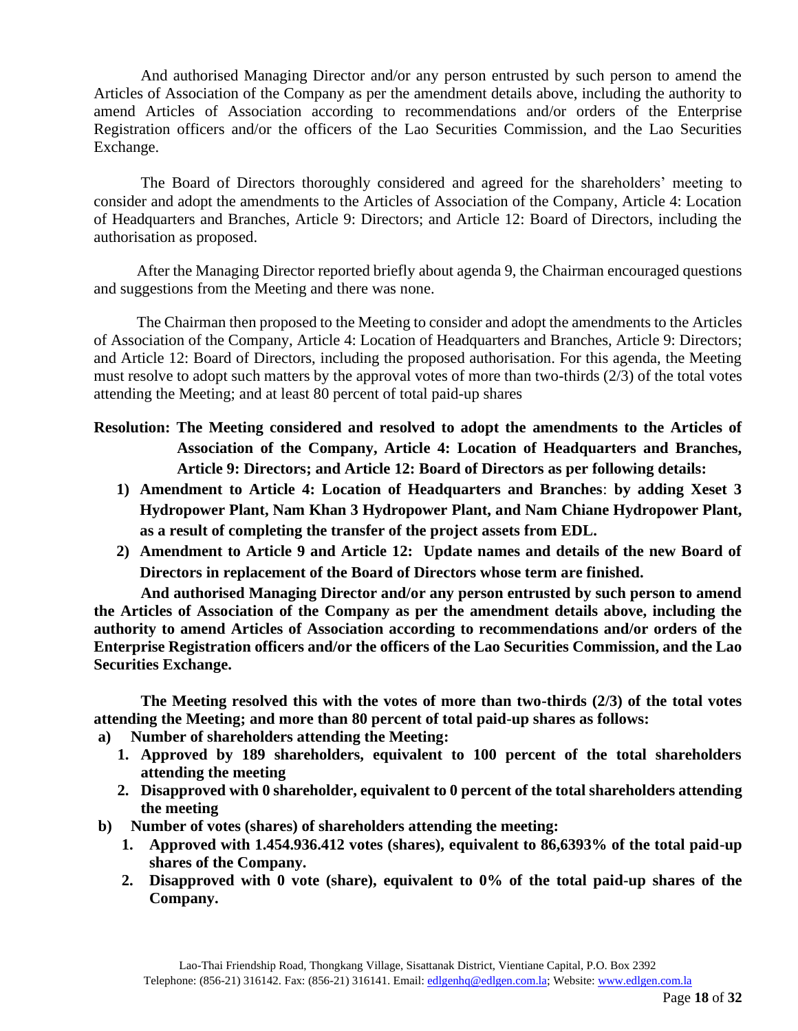And authorised Managing Director and/or any person entrusted by such person to amend the Articles of Association of the Company as per the amendment details above, including the authority to amend Articles of Association according to recommendations and/or orders of the Enterprise Registration officers and/or the officers of the Lao Securities Commission, and the Lao Securities Exchange.

The Board of Directors thoroughly considered and agreed for the shareholders' meeting to consider and adopt the amendments to the Articles of Association of the Company, Article 4: Location of Headquarters and Branches, Article 9: Directors; and Article 12: Board of Directors, including the authorisation as proposed.

After the Managing Director reported briefly about agenda 9, the Chairman encouraged questions and suggestions from the Meeting and there was none.

The Chairman then proposed to the Meeting to consider and adopt the amendments to the Articles of Association of the Company, Article 4: Location of Headquarters and Branches, Article 9: Directors; and Article 12: Board of Directors, including the proposed authorisation. For this agenda, the Meeting must resolve to adopt such matters by the approval votes of more than two-thirds (2/3) of the total votes attending the Meeting; and at least 80 percent of total paid-up shares

**Resolution: The Meeting considered and resolved to adopt the amendments to the Articles of Association of the Company, Article 4: Location of Headquarters and Branches, Article 9: Directors; and Article 12: Board of Directors as per following details:**

1) **Amendment to Article 4: Location of Headquarters and Branches**: **by adding Xeset 3 Hydropower Plant, Nam Khan 3 Hydropower Plant, and Nam Chiane Hydropower Plant, as a result of completing the transfer of the project assets from EDL.**
2) **Amendment to Article 9 and Article 12: Update names and details of the new Board of Directors in replacement of the Board of Directors whose term are finished.**

**And authorised Managing Director and/or any person entrusted by such person to amend the Articles of Association of the Company as per the amendment details above, including the authority to amend Articles of Association according to recommendations and/or orders of the Enterprise Registration officers and/or the officers of the Lao Securities Commission, and the Lao Securities Exchange.**

**The Meeting resolved this with the votes of more than two-thirds (2/3) of the total votes attending the Meeting; and more than 80 percent of total paid-up shares as follows:**

**a) Number of shareholders attending the Meeting:**

1. **Approved by 189 shareholders, equivalent to 100 percent of the total shareholders attending the meeting**
2. **Disapproved with 0 shareholder, equivalent to 0 percent of the total shareholders attending the meeting**

**b) Number of votes (shares) of shareholders attending the meeting:**

1. **Approved with 1.454.936.412 votes (shares), equivalent to 86,6393% of the total paid-up shares of the Company.**
2. **Disapproved with 0 vote (share), equivalent to 0% of the total paid-up shares of the Company.**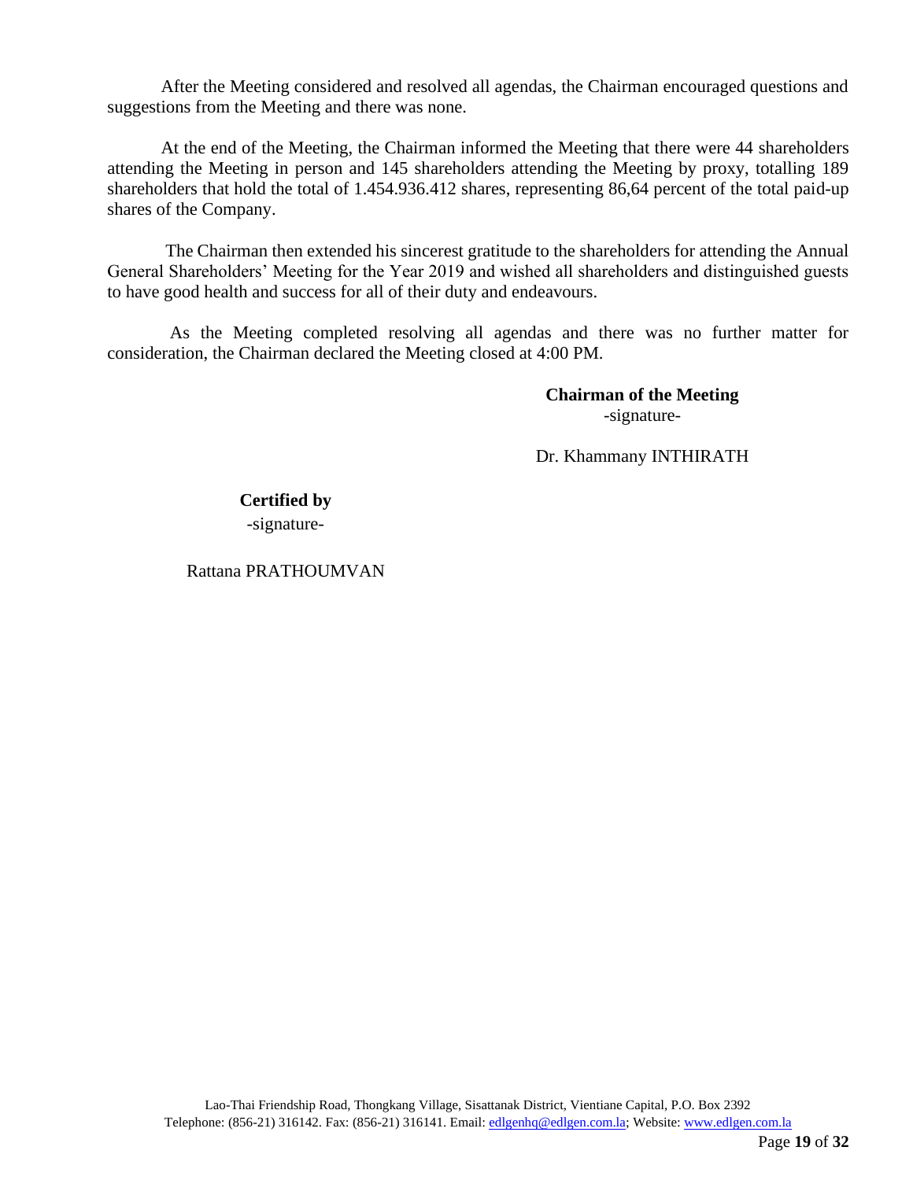After the Meeting considered and resolved all agendas, the Chairman encouraged questions and suggestions from the Meeting and there was none.

At the end of the Meeting, the Chairman informed the Meeting that there were 44 shareholders attending the Meeting in person and 145 shareholders attending the Meeting by proxy, totalling 189 shareholders that hold the total of 1.454.936.412 shares, representing 86,64 percent of the total paid-up shares of the Company.

The Chairman then extended his sincerest gratitude to the shareholders for attending the Annual General Shareholders' Meeting for the Year 2019 and wished all shareholders and distinguished guests to have good health and success for all of their duty and endeavours.

As the Meeting completed resolving all agendas and there was no further matter for consideration, the Chairman declared the Meeting closed at 4:00 PM.

**Chairman of the Meeting**

-signature-

Dr. Khammany INTHIRATH

**Certified by**

-signature-

Rattana PRATHOUMVAN

Lao-Thai Friendship Road, Thongkang Village, Sisattanak District, Vientiane Capital, P.O. Box 2392
Telephone: (856-21) 316142. Fax: (856-21) 316141. Email: edlgenhq@edlgen.com.la; Website: www.edlgen.com.la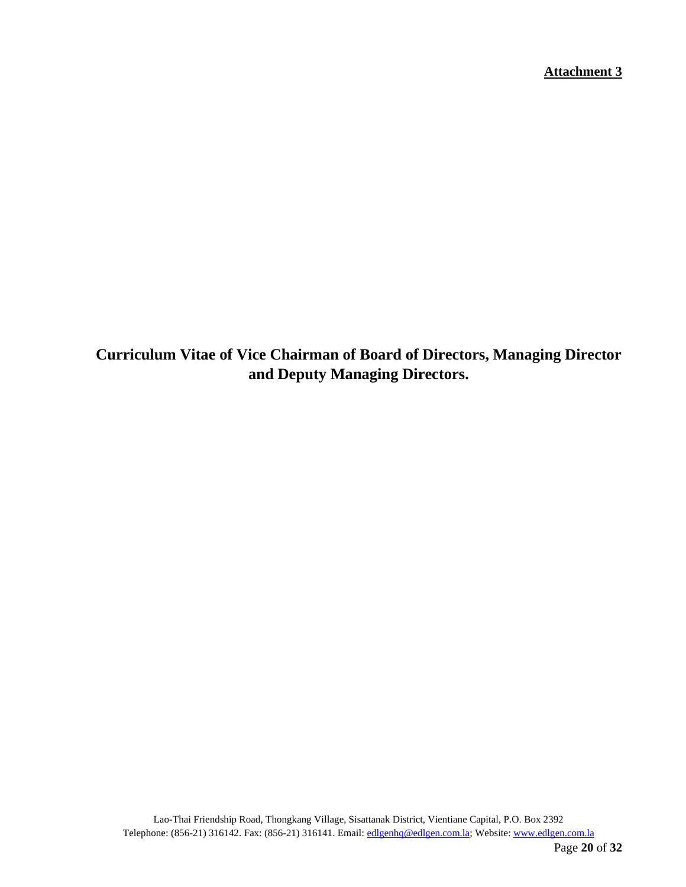**Attachment 3**

# Curriculum Vitae of Vice Chairman of Board of Directors, Managing Director and Deputy Managing Directors.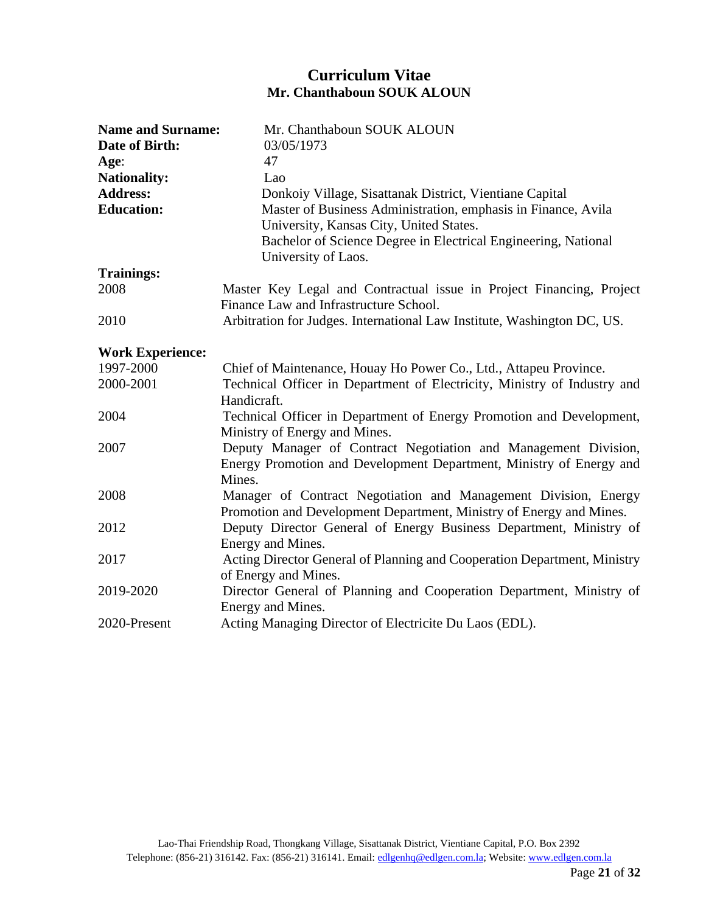# Curriculum Vitae

## Mr. Chanthaboun SOUK ALOUN

| | |
|---|---|
| **Name and Surname:** | Mr. Chanthaboun SOUK ALOUN |
| **Date of Birth:** | 03/05/1973 |
| **Age**: | 47 |
| **Nationality:** | Lao |
| **Address:** | Donkoiy Village, Sisattanak District, Vientiane Capital |
| **Education:** | Master of Business Administration, emphasis in Finance, Avila University, Kansas City, United States. Bachelor of Science Degree in Electrical Engineering, National University of Laos. |

**Trainings:**

| | |
|---|---|
| 2008 | Master Key Legal and Contractual issue in Project Financing, Project Finance Law and Infrastructure School. |
| 2010 | Arbitration for Judges. International Law Institute, Washington DC, US. |

**Work Experience:**

| | |
|---|---|
| 1997-2000 | Chief of Maintenance, Houay Ho Power Co., Ltd., Attapeu Province. |
| 2000-2001 | Technical Officer in Department of Electricity, Ministry of Industry and Handicraft. |
| 2004 | Technical Officer in Department of Energy Promotion and Development, Ministry of Energy and Mines. |
| 2007 | Deputy Manager of Contract Negotiation and Management Division, Energy Promotion and Development Department, Ministry of Energy and Mines. |
| 2008 | Manager of Contract Negotiation and Management Division, Energy Promotion and Development Department, Ministry of Energy and Mines. |
| 2012 | Deputy Director General of Energy Business Department, Ministry of Energy and Mines. |
| 2017 | Acting Director General of Planning and Cooperation Department, Ministry of Energy and Mines. |
| 2019-2020 | Director General of Planning and Cooperation Department, Ministry of Energy and Mines. |
| 2020-Present | Acting Managing Director of Electricite Du Laos (EDL). |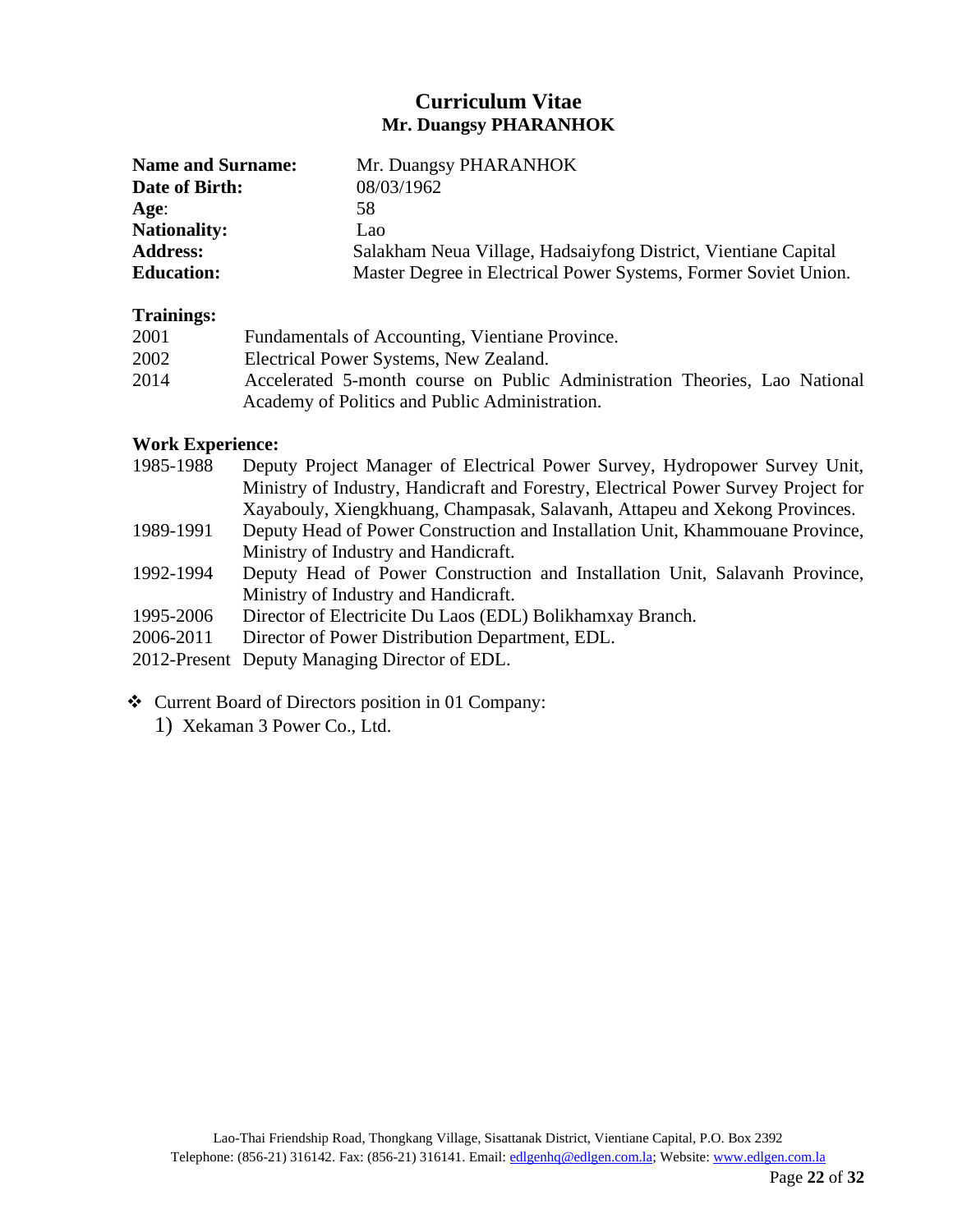# Curriculum Vitae

## Mr. Duangsy PHARANHOK

| | |
|---|---|
| **Name and Surname:** | Mr. Duangsy PHARANHOK |
| **Date of Birth:** | 08/03/1962 |
| **Age**: | 58 |
| **Nationality:** | Lao |
| **Address:** | Salakham Neua Village, Hadsaiyfong District, Vientiane Capital |
| **Education:** | Master Degree in Electrical Power Systems, Former Soviet Union. |

**Trainings:**

| | |
|---|---|
| 2001 | Fundamentals of Accounting, Vientiane Province. |
| 2002 | Electrical Power Systems, New Zealand. |
| 2014 | Accelerated 5-month course on Public Administration Theories, Lao National Academy of Politics and Public Administration. |

**Work Experience:**

| | |
|---|---|
| 1985-1988 | Deputy Project Manager of Electrical Power Survey, Hydropower Survey Unit, Ministry of Industry, Handicraft and Forestry, Electrical Power Survey Project for Xayabouly, Xiengkhuang, Champasak, Salavanh, Attapeu and Xekong Provinces. |
| 1989-1991 | Deputy Head of Power Construction and Installation Unit, Khammouane Province, Ministry of Industry and Handicraft. |
| 1992-1994 | Deputy Head of Power Construction and Installation Unit, Salavanh Province, Ministry of Industry and Handicraft. |
| 1995-2006 | Director of Electricite Du Laos (EDL) Bolikhamxay Branch. |
| 2006-2011 | Director of Power Distribution Department, EDL. |
| 2012-Present | Deputy Managing Director of EDL. |

- ❖ Current Board of Directors position in 01 Company:
  1) Xekaman 3 Power Co., Ltd.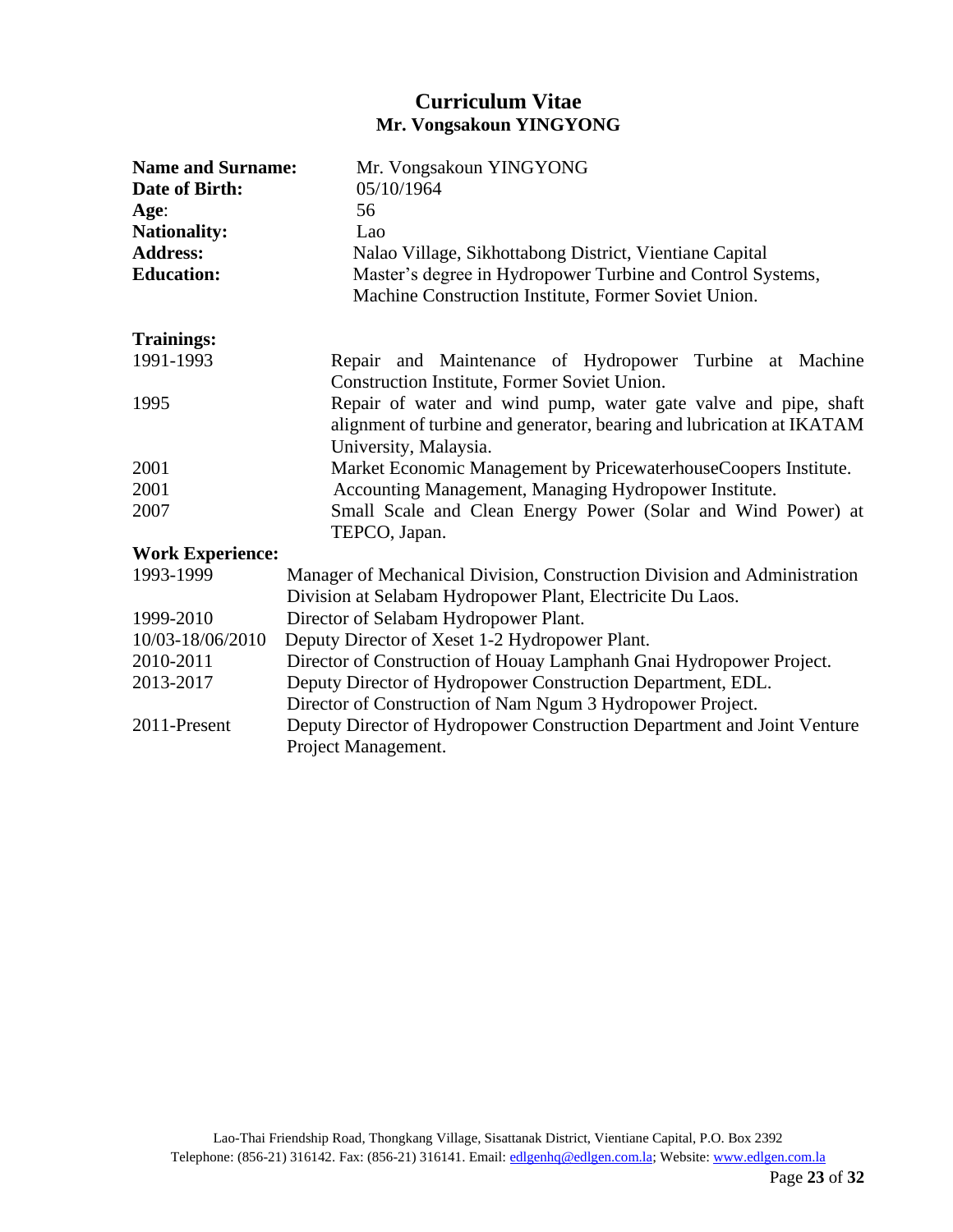# Curriculum Vitae

## Mr. Vongsakoun YINGYONG

| | |
|---|---|
| **Name and Surname:** | Mr. Vongsakoun YINGYONG |
| **Date of Birth:** | 05/10/1964 |
| **Age**: | 56 |
| **Nationality:** | Lao |
| **Address:** | Nalao Village, Sikhottabong District, Vientiane Capital |
| **Education:** | Master's degree in Hydropower Turbine and Control Systems, Machine Construction Institute, Former Soviet Union. |

**Trainings:**

| | |
|---|---|
| 1991-1993 | Repair and Maintenance of Hydropower Turbine at Machine Construction Institute, Former Soviet Union. |
| 1995 | Repair of water and wind pump, water gate valve and pipe, shaft alignment of turbine and generator, bearing and lubrication at IKATAM University, Malaysia. |
| 2001 | Market Economic Management by PricewaterhouseCoopers Institute. |
| 2001 | Accounting Management, Managing Hydropower Institute. |
| 2007 | Small Scale and Clean Energy Power (Solar and Wind Power) at TEPCO, Japan. |

**Work Experience:**

| | |
|---|---|
| 1993-1999 | Manager of Mechanical Division, Construction Division and Administration Division at Selabam Hydropower Plant, Electricite Du Laos. |
| 1999-2010 | Director of Selabam Hydropower Plant. |
| 10/03-18/06/2010 | Deputy Director of Xeset 1-2 Hydropower Plant. |
| 2010-2011 | Director of Construction of Houay Lamphanh Gnai Hydropower Project. |
| 2013-2017 | Deputy Director of Hydropower Construction Department, EDL. Director of Construction of Nam Ngum 3 Hydropower Project. |
| 2011-Present | Deputy Director of Hydropower Construction Department and Joint Venture Project Management. |

Lao-Thai Friendship Road, Thongkang Village, Sisattanak District, Vientiane Capital, P.O. Box 2392
Telephone: (856-21) 316142. Fax: (856-21) 316141. Email: edlgenhq@edlgen.com.la; Website: www.edlgen.com.la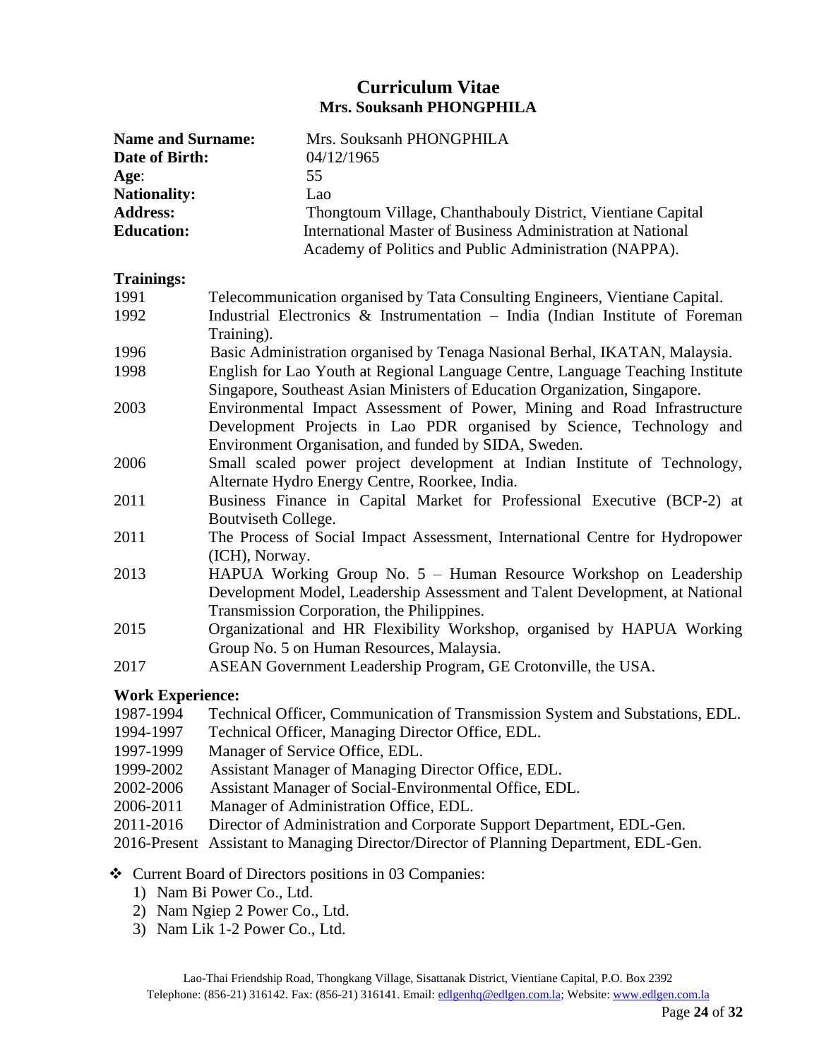# Curriculum Vitae
## Mrs. Souksanh PHONGPHILA

**Name and Surname:** Mrs. Souksanh PHONGPHILA
**Date of Birth:** 04/12/1965
**Age**: 55
**Nationality:** Lao
**Address:** Thongtoum Village, Chanthabouly District, Vientiane Capital
**Education:** International Master of Business Administration at National Academy of Politics and Public Administration (NAPPA).

**Trainings:**

| | |
|---|---|
| 1991 | Telecommunication organised by Tata Consulting Engineers, Vientiane Capital. |
| 1992 | Industrial Electronics & Instrumentation – India (Indian Institute of Foreman Training). |
| 1996 | Basic Administration organised by Tenaga Nasional Berhal, IKATAN, Malaysia. |
| 1998 | English for Lao Youth at Regional Language Centre, Language Teaching Institute Singapore, Southeast Asian Ministers of Education Organization, Singapore. |
| 2003 | Environmental Impact Assessment of Power, Mining and Road Infrastructure Development Projects in Lao PDR organised by Science, Technology and Environment Organisation, and funded by SIDA, Sweden. |
| 2006 | Small scaled power project development at Indian Institute of Technology, Alternate Hydro Energy Centre, Roorkee, India. |
| 2011 | Business Finance in Capital Market for Professional Executive (BCP-2) at Boutviseth College. |
| 2011 | The Process of Social Impact Assessment, International Centre for Hydropower (ICH), Norway. |
| 2013 | HAPUA Working Group No. 5 – Human Resource Workshop on Leadership Development Model, Leadership Assessment and Talent Development, at National Transmission Corporation, the Philippines. |
| 2015 | Organizational and HR Flexibility Workshop, organised by HAPUA Working Group No. 5 on Human Resources, Malaysia. |
| 2017 | ASEAN Government Leadership Program, GE Crotonville, the USA. |

**Work Experience:**

| | |
|---|---|
| 1987-1994 | Technical Officer, Communication of Transmission System and Substations, EDL. |
| 1994-1997 | Technical Officer, Managing Director Office, EDL. |
| 1997-1999 | Manager of Service Office, EDL. |
| 1999-2002 | Assistant Manager of Managing Director Office, EDL. |
| 2002-2006 | Assistant Manager of Social-Environmental Office, EDL. |
| 2006-2011 | Manager of Administration Office, EDL. |
| 2011-2016 | Director of Administration and Corporate Support Department, EDL-Gen. |
| 2016-Present | Assistant to Managing Director/Director of Planning Department, EDL-Gen. |

- Current Board of Directors positions in 03 Companies:
  1) Nam Bi Power Co., Ltd.
  2) Nam Ngiep 2 Power Co., Ltd.
  3) Nam Lik 1-2 Power Co., Ltd.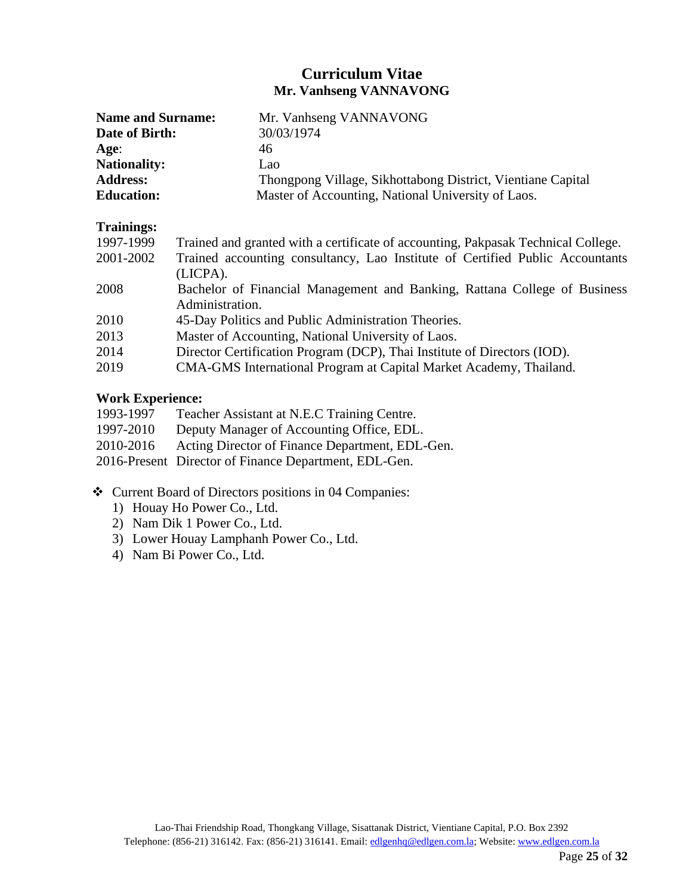# Curriculum Vitae
## Mr. Vanhseng VANNAVONG

| | |
|---|---|
| **Name and Surname:** | Mr. Vanhseng VANNAVONG |
| **Date of Birth:** | 30/03/1974 |
| **Age**: | 46 |
| **Nationality:** | Lao |
| **Address:** | Thongpong Village, Sikhottabong District, Vientiane Capital |
| **Education:** | Master of Accounting, National University of Laos. |

**Trainings:**

| | |
|---|---|
| 1997-1999 | Trained and granted with a certificate of accounting, Pakpasak Technical College. |
| 2001-2002 | Trained accounting consultancy, Lao Institute of Certified Public Accountants (LICPA). |
| 2008 | Bachelor of Financial Management and Banking, Rattana College of Business Administration. |
| 2010 | 45-Day Politics and Public Administration Theories. |
| 2013 | Master of Accounting, National University of Laos. |
| 2014 | Director Certification Program (DCP), Thai Institute of Directors (IOD). |
| 2019 | CMA-GMS International Program at Capital Market Academy, Thailand. |

**Work Experience:**

| | |
|---|---|
| 1993-1997 | Teacher Assistant at N.E.C Training Centre. |
| 1997-2010 | Deputy Manager of Accounting Office, EDL. |
| 2010-2016 | Acting Director of Finance Department, EDL-Gen. |
| 2016-Present | Director of Finance Department, EDL-Gen. |

- Current Board of Directors positions in 04 Companies:
  1) Houay Ho Power Co., Ltd.
  2) Nam Dik 1 Power Co., Ltd.
  3) Lower Houay Lamphanh Power Co., Ltd.
  4) Nam Bi Power Co., Ltd.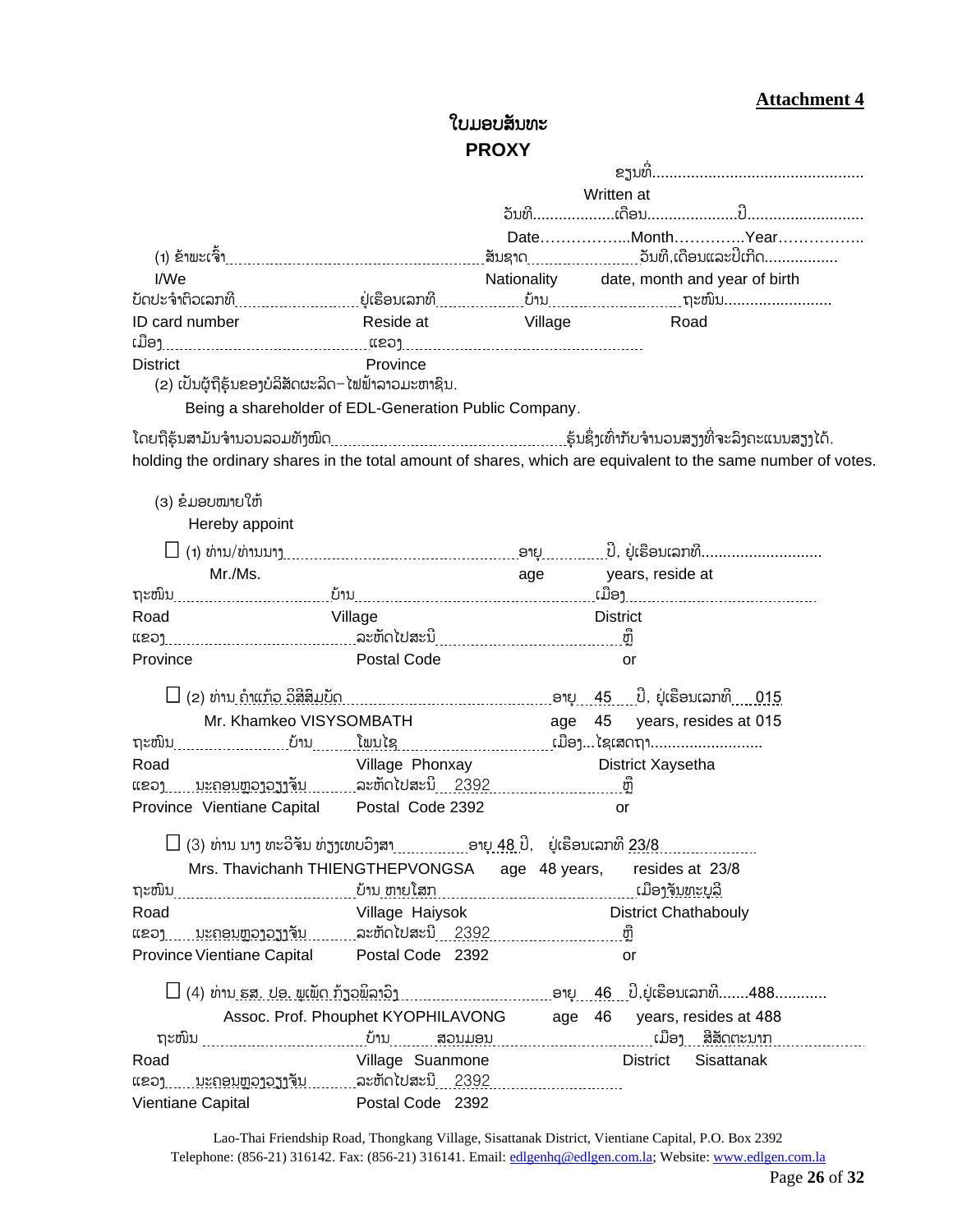**Attachment 4**

# ໃບມອບສັນທະ

# PROXY

ຂຽນທີ່.................................................

Written at

ວັນທີ...................ເດືອນ....................ປີ...........................

Date……………...Month………….Year……………..

(1) ຂ້າພະເຈົ້າ........................................................ສັນຊາດ........................ວັນທີ,ເດືອນແລະປີເກີດ.................

I/We　　　　　　　　　　　　　　　　Nationality　　date, month and year of birth

ບັດປະຈຳຕົວເລກທີ.......................ຢູ່ເຮືອນເລກທີ..................ບ້ານ..............................ຖະໜົນ.........................

ID card number　　　　Reside at　　　　Village　　　　Road

ເມືອງ.........................................ແຂວງ...........................................................

District　　　　　　　Province

(2) ເປັນຜູ້ຖືຮຸ້ນຂອງບໍລິສັດຜະລິດ-ໄຟຟ້າລາວມະຫາຊົນ.

Being a shareholder of EDL-Generation Public Company.

ໂດຍຖືຮຸ້ນສາມັນຈຳນວນລວມທັງໝົດ....................................................ຮຸ້ນຊຶ່ງເທົ່າກັບຈຳນວນສຽງທີ່ຈະລົງຄະແນນສຽງໄດ້.

holding the ordinary shares in the total amount of shares, which are equivalent to the same number of votes.

(3) ຂໍມອບໝາຍໃຫ້

Hereby appoint

☐ (1) ທ່ານ/ທ່ານນາງ.....................................................ອາຍຸ..............ປີ, ຢູ່ເຮືອນເລກທີ...........................

Mr./Ms.　　　　　　　　　　　　　　age　　　years, reside at

ຖະໜົນ..............................ບ້ານ.............................................................ເມືອງ......................................

Road　　　　　　　Village　　　　　　　　　District

ແຂວງ...........................................ລະຫັດໄປສະນີ.........................................ຫຼື

Province　　　　　Postal Code　　　　　　　or

☐ (2) ທ່ານ ຄຳແກ້ວ ວິສີສົມບັດ ...................................ອາຍຸ 45 ປີ, ຢູ່ເຮືອນເລກທີ 015

Mr. Khamkeo VISYSOMBATH　　　　age 45 years, resides at 015

ຖະໜົນ.........................ບ້ານ ໂພນໄຊ ..................................ເມືອງ...ໄຊເສດຖາ..........................

Road　　　　　　Village Phonxay　　　　　District Xaysetha

ແຂວງ ນະຄອນຫຼວງວຽງຈັນ ລະຫັດໄປສະນີ 2392 ..........................ຫຼື

Province Vientiane Capital　Postal Code 2392　　　or

☐ (3) ທ່ານ ນາງ ທະວີຈັນ ທ່ຽງເທບວົງສາ...............ອາຍຸ 48 ປີ, ຢູ່ເຮືອນເລກທີ 23/8

Mrs. Thavichanh THIENGTHEPVONGSA　age 48 years,　resides at 23/8

ຖະໜົນ.........................ບ້ານ ຫາຍໂສກ ..................................ເມືອງຈັນທະບູລີ

Road　　　　　　Village Haisyok　　　　　District Chathabouly

ແຂວງ ນະຄອນຫຼວງວຽງຈັນ ລະຫັດໄປສະນີ 2392 ..........................ຫຼື

Province Vientiane Capital　Postal Code 2392　　　or

☐ (4) ທ່ານ ຣສ. ປອ. ພູເພັດ ກົ່ວພິລາວົງ ...................ອາຍຸ 46 ປີ,ຢູ່ເຮືອນເລກທີ.......488............

Assoc. Prof. Phouphet KYOPHILAVONG　age 46　years, resides at 488

ຖະໜົນ .........................ບ້ານ ສວນມອນ ..................................ເມືອງ ສີສັດຕະນາກ

Road　　　　　　Village Suanmone　　　　　District Sisattanak

ແຂວງ ນະຄອນຫຼວງວຽງຈັນ ລະຫັດໄປສະນີ 2392

Vientiane Capital　　Postal Code 2392

Lao-Thai Friendship Road, Thongkang Village, Sisattanak District, Vientiane Capital, P.O. Box 2392
Telephone: (856-21) 316142. Fax: (856-21) 316141. Email: edlgenhq@edlgen.com.la; Website: www.edlgen.com.la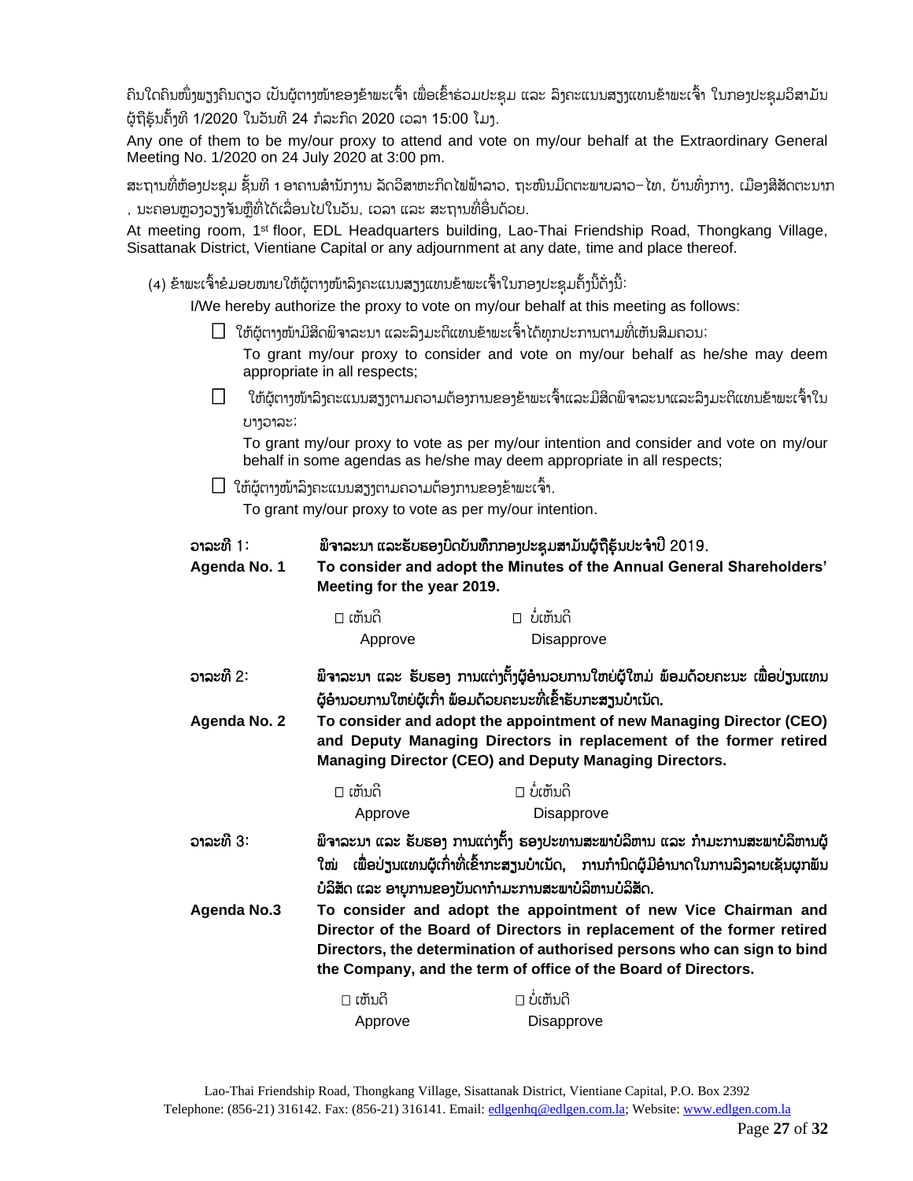ຄົນໃດຄົນໜຶ່ງພຽງຄົນດຽວ ເປັນຜູ້ຕາງໜ້າຂອງຂ້າພະເຈົ້າ ເພື່ອເຂົ້າຮ່ວມປະຊຸມ ແລະ ລົງຄະແນນສຽງແທນຂ້າພະເຈົ້າ ໃນກອງປະຊຸມວິສາມັນຜູ້ຖືຮຸ້ນຄັ້ງທີ 1/2020 ໃນວັນທີ 24 ກໍລະກົດ 2020 ເວລາ 15:00 ໂມງ.

Any one of them to be my/our proxy to attend and vote on my/our behalf at the Extraordinary General Meeting No. 1/2020 on 24 July 2020 at 3:00 pm.

ສະຖານທີ່ຫ້ອງປະຊຸມ ຊັ້ນທີ 1 ອາຄານສຳນັກງານ ລັດວິສາຫະກິດໄຟຟ້າລາວ, ຖະໜົນມິດຕະພາບລາວ–ໄທ, ບ້ານທົ່ງກາງ, ເມືອງສີສັດຕະນາກ, ນະຄອນຫຼວງວຽງຈັນຫຼືທີ່ໄດ້ເລື່ອນໄປໃນວັນ, ເວລາ ແລະ ສະຖານທີ່ອື່ນດ້ວຍ.

At meeting room, 1st floor, EDL Headquarters building, Lao-Thai Friendship Road, Thongkang Village, Sisattanak District, Vientiane Capital or any adjournment at any date, time and place thereof.

(4) ຂ້າພະເຈົ້າຂໍມອບໝາຍໃຫ້ຜູ້ຕາງໜ້າລົງຄະແນນສຽງແທນຂ້າພະເຈົ້າໃນກອງປະຊຸມຄັ້ງນີ້ດັ່ງນີ້:

I/We hereby authorize the proxy to vote on my/our behalf at this meeting as follows:

☐ ໃຫ້ຜູ້ຕາງໜ້າມີສິດພິຈາລະນາ ແລະລົງມະຕິແທນຂ້າພະເຈົ້າໄດ້ທຸກປະການຕາມທີ່ເຫັນສົມຄວນ;
To grant my/our proxy to consider and vote on my/our behalf as he/she may deem appropriate in all respects;

☐ ໃຫ້ຜູ້ຕາງໜ້າລົງຄະແນນສຽງຕາມຄວາມຕ້ອງການຂອງຂ້າພະເຈົ້າແລະມີສິດພິຈາລະນາແລະລົງມະຕິແທນຂ້າພະເຈົ້າໃນບາງວາລະ;
To grant my/our proxy to vote as per my/our intention and consider and vote on my/our behalf in some agendas as he/she may deem appropriate in all respects;

☐ ໃຫ້ຜູ້ຕາງໜ້າລົງຄະແນນສຽງຕາມຄວາມຕ້ອງການຂອງຂ້າພະເຈົ້າ.
To grant my/our proxy to vote as per my/our intention.

**ວາລະທີ 1:** **ພິຈາລະນາ ແລະຮັບຮອງບົດບັນທຶກກອງປະຊຸມສາມັນຜູ້ຖືຮຸ້ນປະຈຳປີ 2019.**

**Agenda No. 1** **To consider and adopt the Minutes of the Annual General Shareholders' Meeting for the year 2019.**

☐ ເຫັນດີ Approve ☐ ບໍ່ເຫັນດີ Disapprove

**ວາລະທີ 2:** **ພິຈາລະນາ ແລະ ຮັບຮອງ ການແຕ່ງຕັ້ງຜູ້ອຳນວຍການໃຫຍ່ຜູ້ໃໝ່ ພ້ອມດ້ວຍຄະນະ ເພື່ອປ່ຽນແທນຜູ້ອຳນວຍການໃຫຍ່ຜູ້ເກົ່າ ພ້ອມດ້ວຍຄະນະທີ່ເຂົ້າຮັບກະສຽນບຳເນັດ.**

**Agenda No. 2** **To consider and adopt the appointment of new Managing Director (CEO) and Deputy Managing Directors in replacement of the former retired Managing Director (CEO) and Deputy Managing Directors.**

☐ ເຫັນດີ Approve ☐ ບໍ່ເຫັນດີ Disapprove

**ວາລະທີ 3:** **ພິຈາລະນາ ແລະ ຮັບຮອງ ການແຕ່ງຕັ້ງ ຮອງປະທານສະພາບໍລິຫານ ແລະ ກຳມະການສະພາບໍລິຫານຜູ້ໃໝ່ ເພື່ອປ່ຽນແທນຜູ້ເກົ່າທີ່ເຂົ້າກະສຽນບຳເນັດ, ການກຳນົດຜູ້ມີອຳນາດໃນການລົງລາຍເຊັນຜູກພັນບໍລິສັດ ແລະ ອາຍຸການຂອງບັນດາກຳມະການສະພາບໍລິຫານບໍລິສັດ.**

**Agenda No.3** **To consider and adopt the appointment of new Vice Chairman and Director of the Board of Directors in replacement of the former retired Directors, the determination of authorised persons who can sign to bind the Company, and the term of office of the Board of Directors.**

☐ ເຫັນດີ Approve ☐ ບໍ່ເຫັນດີ Disapprove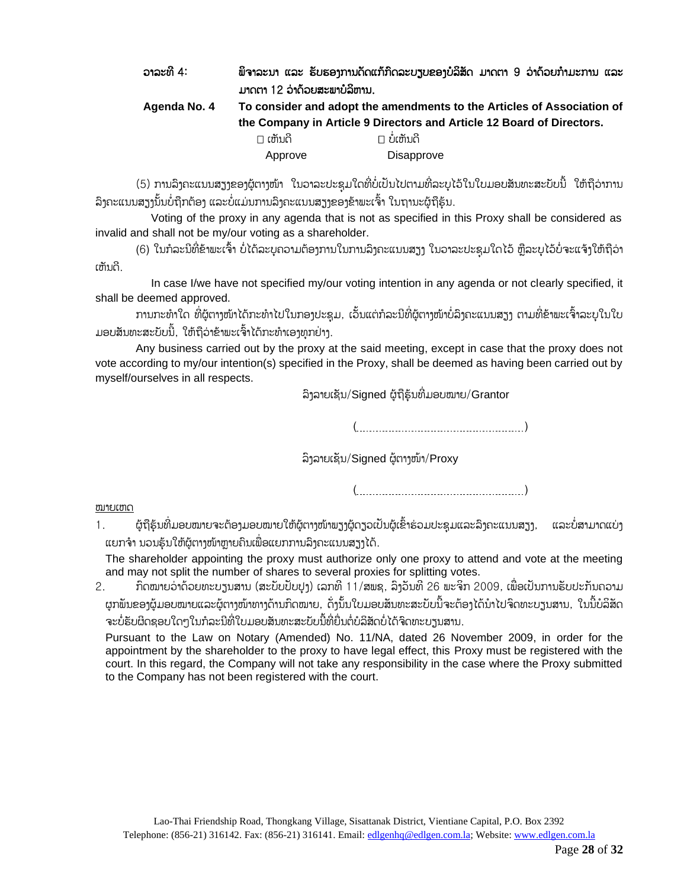**ວາລະທີ 4: ພິຈາລະນາ ແລະ ຮັບຮອງການດັດແກ້ກົດລະບຽບຂອງບໍລິສັດ ມາດຕາ 9 ວ່າດ້ວຍກຳມະການ ແລະ ມາດຕາ 12 ວ່າດ້ວຍສະພາບໍລິຫານ.**

**Agenda No. 4 To consider and adopt the amendments to the Articles of Association of the Company in Article 9 Directors and Article 12 Board of Directors.**

☐ ເຫັນດີ Approve ☐ ບໍ່ເຫັນດີ Disapprove

(5) ການລົງຄະແນນສຽງຂອງຜູ້ຕາງໜ້າ ໃນວາລະປະຊຸມໃດທີ່ບໍ່ເປັນໄປຕາມທີ່ລະບຸໄວ້ໃນໃບມອບສັນທະສະບັບນີ້ ໃຫ້ຖືວ່າການລົງຄະແນນສຽງນັ້ນບໍ່ຖືກຕ້ອງ ແລະບໍ່ແມ່ນການລົງຄະແນນສຽງຂອງຂ້າພະເຈົ້າ ໃນຖານະຜູ້ຖືຮຸ້ນ.

Voting of the proxy in any agenda that is not as specified in this Proxy shall be considered as invalid and shall not be my/our voting as a shareholder.

(6) ໃນກໍລະນີທີ່ຂ້າພະເຈົ້າ ບໍ່ໄດ້ລະບຸຄວາມຕ້ອງການໃນການລົງຄະແນນສຽງ ໃນວາລະປະຊຸມໃດໄວ້ ຫຼືລະບຸໄວ້ບໍ່ຈະແຈ້ງໃຫ້ຖືວ່າເຫັນດີ.

In case I/we have not specified my/our voting intention in any agenda or not clearly specified, it shall be deemed approved.

ການກະທຳໃດ ທີ່ຜູ້ຕາງໜ້າໄດ້ກະທຳໄປໃນກອງປະຊຸມ, ເວັ້ນແຕ່ກໍລະນີທີ່ຜູ້ຕາງໜ້າບໍ່ລົງຄະແນນສຽງ ຕາມທີ່ຂ້າພະເຈົ້າລະບຸໃນໃບມອບສັນທະສະບັບນີ້, ໃຫ້ຖືວ່າຂ້າພະເຈົ້າໄດ້ກະທຳເອງທຸກຢ່າງ.

Any business carried out by the proxy at the said meeting, except in case that the proxy does not vote according to my/our intention(s) specified in the Proxy, shall be deemed as having been carried out by myself/ourselves in all respects.

ລົງລາຍເຊັນ/Signed ຜູ້ຖືຮຸ້ນທີ່ມອບໝາຍ/Grantor

(..........................................................)

ລົງລາຍເຊັນ/Signed ຜູ້ຕາງໜ້າ/Proxy

(..........................................................)

ໝາຍເຫດ

1. ຜູ້ຖືຮຸ້ນທີ່ມອບໝາຍຈະຕ້ອງມອບໝາຍໃຫ້ຜູ້ຕາງໜ້າພຽງຜູ້ດຽວເປັນຜູ້ເຂົ້າຮ່ວມປະຊຸມແລະລົງຄະແນນສຽງ, ແລະບໍ່ສາມາດແບ່ງແຍກຈຳ ນວນຮຸ້ນໃຫ້ຜູ້ຕາງໜ້າຫຼາຍຄົນເພື່ອແຍກການລົງຄະແນນສຽງໄດ້.

   The shareholder appointing the proxy must authorize only one proxy to attend and vote at the meeting and may not split the number of shares to several proxies for splitting votes.

2. ກົດໝາຍວ່າດ້ວຍທະບຽນສານ (ສະບັບປັບປຸງ) ເລກທີ 11/ສພຊ, ລົງວັນທີ 26 ພະຈິກ 2009, ເພື່ອເປັນການຮັບປະກັນຄວາມຜູກພັນຂອງຜູ້ມອບໝາຍແລະຜູ້ຕາງໜ້າທາງດ້ານກົດໝາຍ, ດັ່ງນັ້ນໃບມອບສັນທະສະບັບນີ້ຈະຕ້ອງໄດ້ນຳໄປຈົດທະບຽນສານ, ໃນນີ້ບໍລິສັດຈະບໍ່ຮັບຜິດຊອບໃດໆໃນກໍລະນີທີ່ໃບມອບສັນທະສະບັບນີ້ທີ່ຍື່ນຕໍ່ບໍລິສັດບໍ່ໄດ້ຈົດທະບຽນສານ.

   Pursuant to the Law on Notary (Amended) No. 11/NA, dated 26 November 2009, in order for the appointment by the shareholder to the proxy to have legal effect, this Proxy must be registered with the court. In this regard, the Company will not take any responsibility in the case where the Proxy submitted to the Company has not been registered with the court.

Lao-Thai Friendship Road, Thongkang Village, Sisattanak District, Vientiane Capital, P.O. Box 2392
Telephone: (856-21) 316142. Fax: (856-21) 316141. Email: edlgenhq@edlgen.com.la; Website: www.edlgen.com.la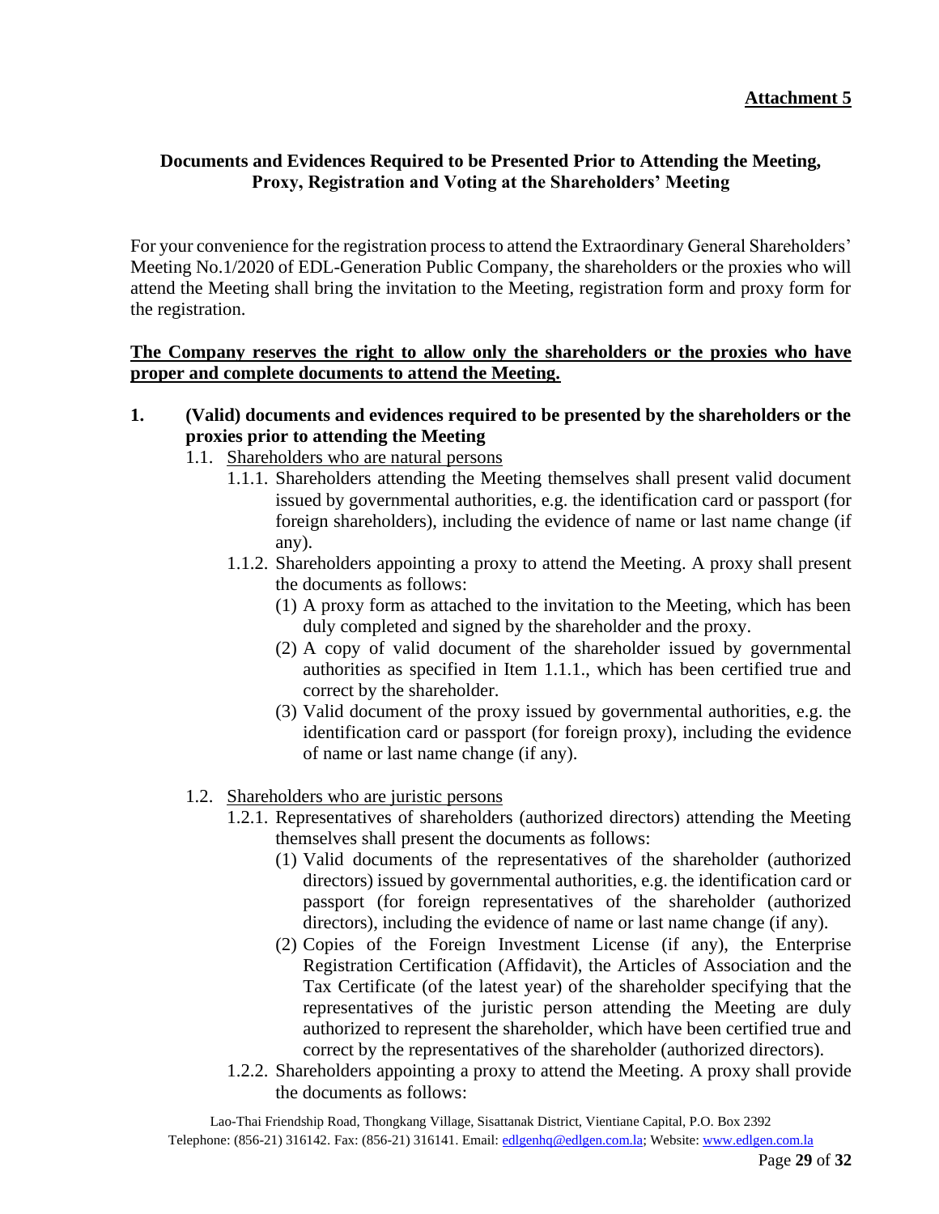**Attachment 5**

**Documents and Evidences Required to be Presented Prior to Attending the Meeting, Proxy, Registration and Voting at the Shareholders' Meeting**

For your convenience for the registration process to attend the Extraordinary General Shareholders' Meeting No.1/2020 of EDL-Generation Public Company, the shareholders or the proxies who will attend the Meeting shall bring the invitation to the Meeting, registration form and proxy form for the registration.

**The Company reserves the right to allow only the shareholders or the proxies who have proper and complete documents to attend the Meeting.**

**1. (Valid) documents and evidences required to be presented by the shareholders or the proxies prior to attending the Meeting**

1.1. Shareholders who are natural persons

1.1.1. Shareholders attending the Meeting themselves shall present valid document issued by governmental authorities, e.g. the identification card or passport (for foreign shareholders), including the evidence of name or last name change (if any).

1.1.2. Shareholders appointing a proxy to attend the Meeting. A proxy shall present the documents as follows:

(1) A proxy form as attached to the invitation to the Meeting, which has been duly completed and signed by the shareholder and the proxy.

(2) A copy of valid document of the shareholder issued by governmental authorities as specified in Item 1.1.1., which has been certified true and correct by the shareholder.

(3) Valid document of the proxy issued by governmental authorities, e.g. the identification card or passport (for foreign proxy), including the evidence of name or last name change (if any).

1.2. Shareholders who are juristic persons

1.2.1. Representatives of shareholders (authorized directors) attending the Meeting themselves shall present the documents as follows:

(1) Valid documents of the representatives of the shareholder (authorized directors) issued by governmental authorities, e.g. the identification card or passport (for foreign representatives of the shareholder (authorized directors), including the evidence of name or last name change (if any).

(2) Copies of the Foreign Investment License (if any), the Enterprise Registration Certification (Affidavit), the Articles of Association and the Tax Certificate (of the latest year) of the shareholder specifying that the representatives of the juristic person attending the Meeting are duly authorized to represent the shareholder, which have been certified true and correct by the representatives of the shareholder (authorized directors).

1.2.2. Shareholders appointing a proxy to attend the Meeting. A proxy shall provide the documents as follows: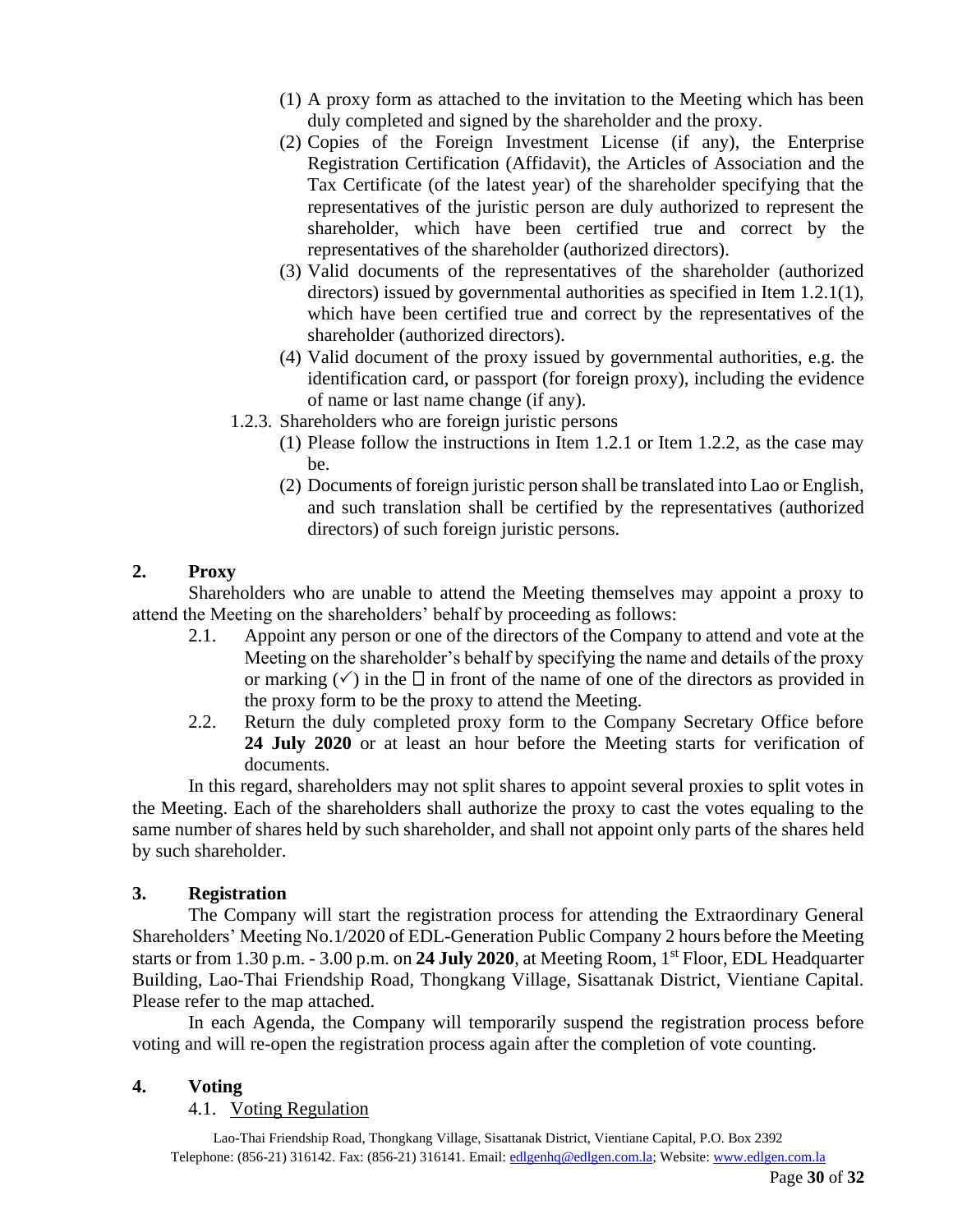(1) A proxy form as attached to the invitation to the Meeting which has been duly completed and signed by the shareholder and the proxy.

(2) Copies of the Foreign Investment License (if any), the Enterprise Registration Certification (Affidavit), the Articles of Association and the Tax Certificate (of the latest year) of the shareholder specifying that the representatives of the juristic person are duly authorized to represent the shareholder, which have been certified true and correct by the representatives of the shareholder (authorized directors).

(3) Valid documents of the representatives of the shareholder (authorized directors) issued by governmental authorities as specified in Item 1.2.1(1), which have been certified true and correct by the representatives of the shareholder (authorized directors).

(4) Valid document of the proxy issued by governmental authorities, e.g. the identification card, or passport (for foreign proxy), including the evidence of name or last name change (if any).

1.2.3. Shareholders who are foreign juristic persons

(1) Please follow the instructions in Item 1.2.1 or Item 1.2.2, as the case may be.

(2) Documents of foreign juristic person shall be translated into Lao or English, and such translation shall be certified by the representatives (authorized directors) of such foreign juristic persons.

## 2. Proxy

Shareholders who are unable to attend the Meeting themselves may appoint a proxy to attend the Meeting on the shareholders' behalf by proceeding as follows:

2.1. Appoint any person or one of the directors of the Company to attend and vote at the Meeting on the shareholder's behalf by specifying the name and details of the proxy or marking (✓) in the □ in front of the name of one of the directors as provided in the proxy form to be the proxy to attend the Meeting.

2.2. Return the duly completed proxy form to the Company Secretary Office before **24 July 2020** or at least an hour before the Meeting starts for verification of documents.

In this regard, shareholders may not split shares to appoint several proxies to split votes in the Meeting. Each of the shareholders shall authorize the proxy to cast the votes equaling to the same number of shares held by such shareholder, and shall not appoint only parts of the shares held by such shareholder.

## 3. Registration

The Company will start the registration process for attending the Extraordinary General Shareholders' Meeting No.1/2020 of EDL-Generation Public Company 2 hours before the Meeting starts or from 1.30 p.m. - 3.00 p.m. on **24 July 2020**, at Meeting Room, 1st Floor, EDL Headquarter Building, Lao-Thai Friendship Road, Thongkang Village, Sisattanak District, Vientiane Capital. Please refer to the map attached.

In each Agenda, the Company will temporarily suspend the registration process before voting and will re-open the registration process again after the completion of vote counting.

## 4. Voting

4.1. Voting Regulation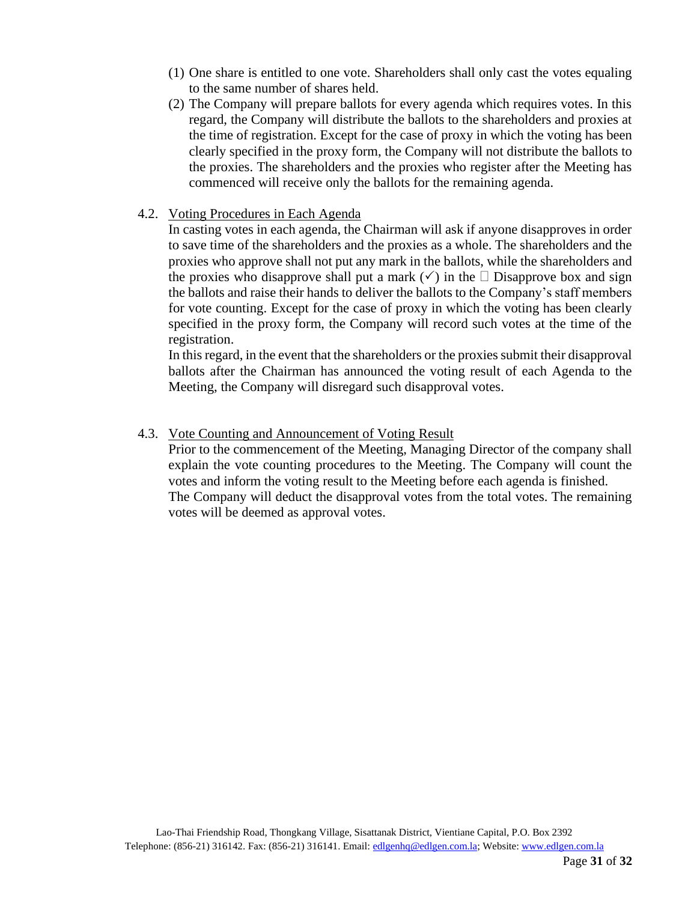(1) One share is entitled to one vote. Shareholders shall only cast the votes equaling to the same number of shares held.

(2) The Company will prepare ballots for every agenda which requires votes. In this regard, the Company will distribute the ballots to the shareholders and proxies at the time of registration. Except for the case of proxy in which the voting has been clearly specified in the proxy form, the Company will not distribute the ballots to the proxies. The shareholders and the proxies who register after the Meeting has commenced will receive only the ballots for the remaining agenda.

4.2. Voting Procedures in Each Agenda

In casting votes in each agenda, the Chairman will ask if anyone disapproves in order to save time of the shareholders and the proxies as a whole. The shareholders and the proxies who approve shall not put any mark in the ballots, while the shareholders and the proxies who disapprove shall put a mark (✓) in the □ Disapprove box and sign the ballots and raise their hands to deliver the ballots to the Company's staff members for vote counting. Except for the case of proxy in which the voting has been clearly specified in the proxy form, the Company will record such votes at the time of the registration.

In this regard, in the event that the shareholders or the proxies submit their disapproval ballots after the Chairman has announced the voting result of each Agenda to the Meeting, the Company will disregard such disapproval votes.

4.3. Vote Counting and Announcement of Voting Result

Prior to the commencement of the Meeting, Managing Director of the company shall explain the vote counting procedures to the Meeting. The Company will count the votes and inform the voting result to the Meeting before each agenda is finished.

The Company will deduct the disapproval votes from the total votes. The remaining votes will be deemed as approval votes.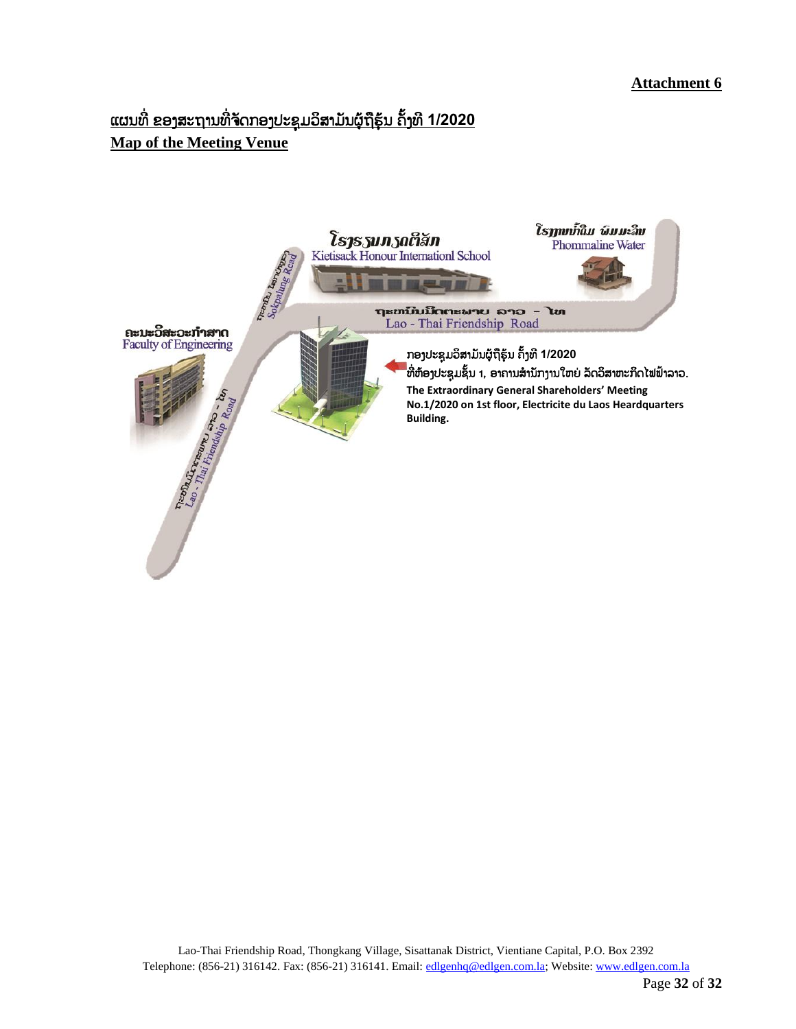**Attachment 6**

## ແຜນທີ່ ຂອງສະຖານທີ່ຈັດກອງປະຊຸມວິສາມັນຜູ້ຖືຮຸ້ນ ຄັ້ງທີ 1/2020

## Map of the Meeting Venue

ໂຮງຮຽນກຽດຕິສັກ
Kietisack Honour Internationl School

ໂຮງງານນໍ້າດື່ມ ພົມມະລິນ
Phommaline Water

ຖະໜົນ ໂສກປ່າຫຼວງ
Sokpaluang Road

ຖະໜົນມິດຕະພາບ ລາວ - ໄທ
Lao - Thai Friendship Road

ຄະນະວິສະວະກຳສາດ
Faculty of Engineering

ກອງປະຊຸມວິສາມັນຜູ້ຖືຮຸ້ນ ຄັ້ງທີ 1/2020
ທີ່ຫ້ອງປະຊຸມຊັ້ນ 1, ອາຄານສຳນັກງານໃຫຍ່ ລັດວິສາຫະກິດໄຟຟ້າລາວ.
**The Extraordinary General Shareholders' Meeting No.1/2020 on 1st floor, Electricite du Laos Heardquarters Building.**

ຖະໜົນມິດຕະພາບ ລາວ - ໄທ
Lao - Thai Friendship Road

Lao-Thai Friendship Road, Thongkang Village, Sisattanak District, Vientiane Capital, P.O. Box 2392
Telephone: (856-21) 316142. Fax: (856-21) 316141. Email: edlgenhq@edlgen.com.la; Website: www.edlgen.com.la